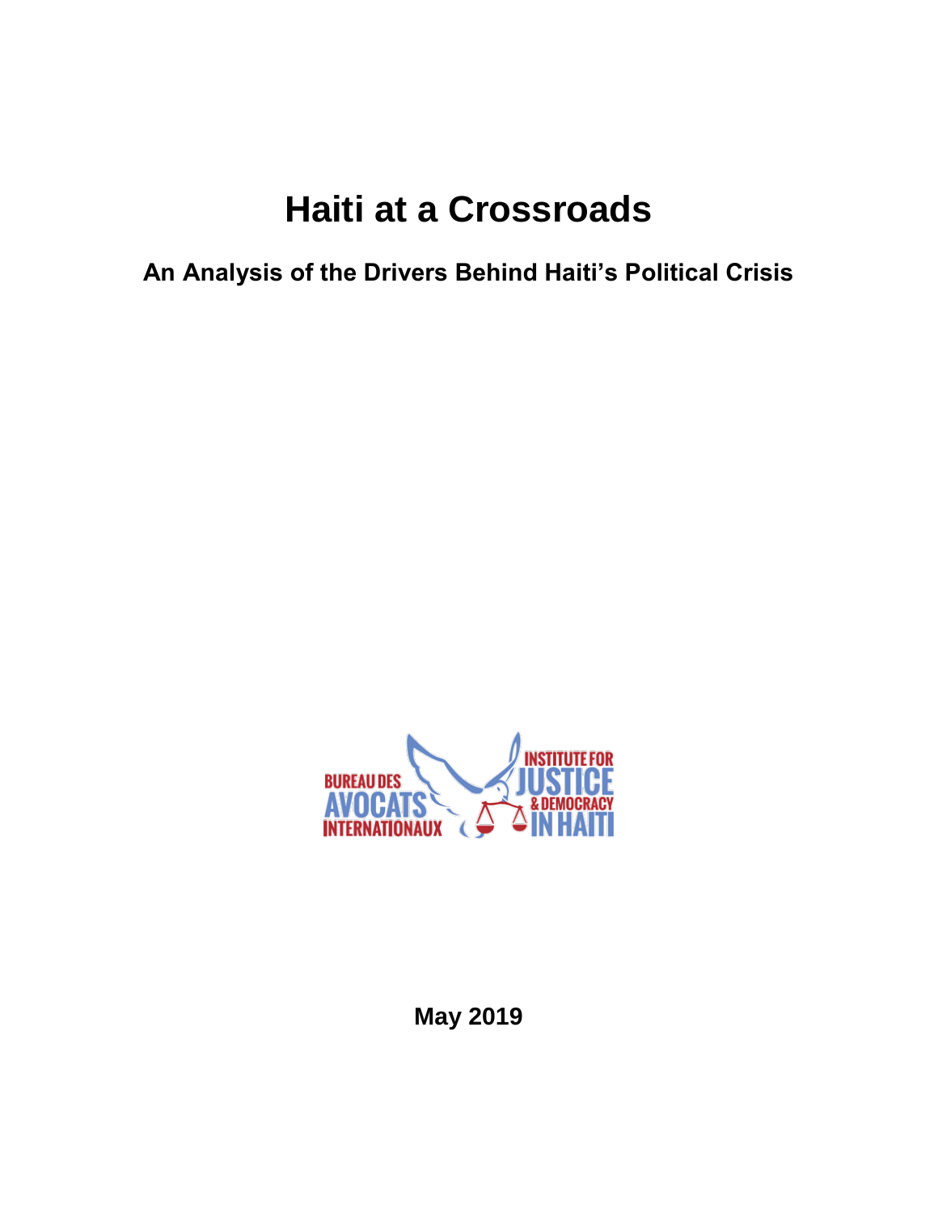# Haiti at a Crossroads

## An Analysis of the Drivers Behind Haiti's Political Crisis

BUREAU DES AVOCATS INTERNATIONAUX

INSTITUTE FOR JUSTICE & DEMOCRACY IN HAITI

**May 2019**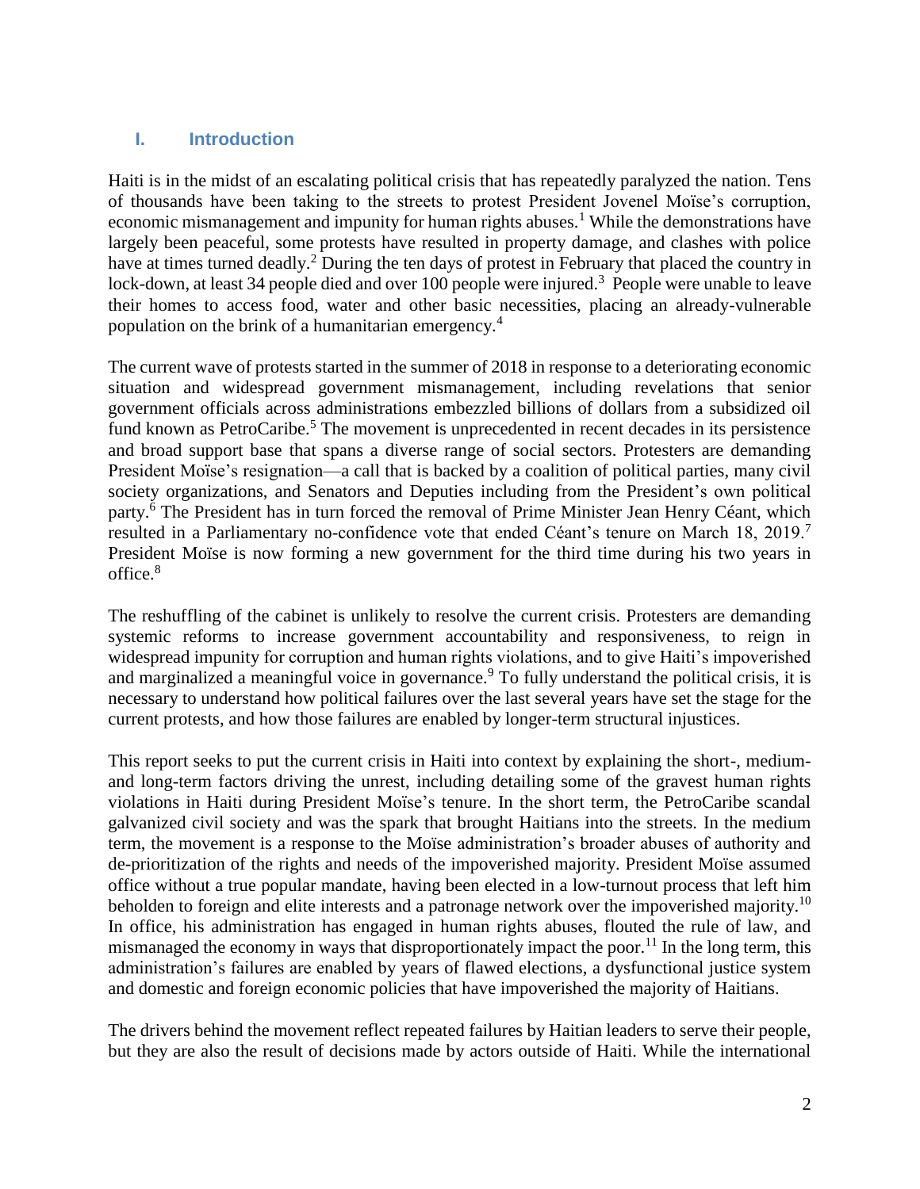## I. Introduction

Haiti is in the midst of an escalating political crisis that has repeatedly paralyzed the nation. Tens of thousands have been taking to the streets to protest President Jovenel Moïse's corruption, economic mismanagement and impunity for human rights abuses.[1] While the demonstrations have largely been peaceful, some protests have resulted in property damage, and clashes with police have at times turned deadly.[2] During the ten days of protest in February that placed the country in lock-down, at least 34 people died and over 100 people were injured.[3] People were unable to leave their homes to access food, water and other basic necessities, placing an already-vulnerable population on the brink of a humanitarian emergency.[4]

The current wave of protests started in the summer of 2018 in response to a deteriorating economic situation and widespread government mismanagement, including revelations that senior government officials across administrations embezzled billions of dollars from a subsidized oil fund known as PetroCaribe.[5] The movement is unprecedented in recent decades in its persistence and broad support base that spans a diverse range of social sectors. Protesters are demanding President Moïse's resignation—a call that is backed by a coalition of political parties, many civil society organizations, and Senators and Deputies including from the President's own political party.[6] The President has in turn forced the removal of Prime Minister Jean Henry Céant, which resulted in a Parliamentary no-confidence vote that ended Céant's tenure on March 18, 2019.[7] President Moïse is now forming a new government for the third time during his two years in office.[8]

The reshuffling of the cabinet is unlikely to resolve the current crisis. Protesters are demanding systemic reforms to increase government accountability and responsiveness, to reign in widespread impunity for corruption and human rights violations, and to give Haiti's impoverished and marginalized a meaningful voice in governance.[9] To fully understand the political crisis, it is necessary to understand how political failures over the last several years have set the stage for the current protests, and how those failures are enabled by longer-term structural injustices.

This report seeks to put the current crisis in Haiti into context by explaining the short-, medium- and long-term factors driving the unrest, including detailing some of the gravest human rights violations in Haiti during President Moïse's tenure. In the short term, the PetroCaribe scandal galvanized civil society and was the spark that brought Haitians into the streets. In the medium term, the movement is a response to the Moïse administration's broader abuses of authority and de-prioritization of the rights and needs of the impoverished majority. President Moïse assumed office without a true popular mandate, having been elected in a low-turnout process that left him beholden to foreign and elite interests and a patronage network over the impoverished majority.[10] In office, his administration has engaged in human rights abuses, flouted the rule of law, and mismanaged the economy in ways that disproportionately impact the poor.[11] In the long term, this administration's failures are enabled by years of flawed elections, a dysfunctional justice system and domestic and foreign economic policies that have impoverished the majority of Haitians.

The drivers behind the movement reflect repeated failures by Haitian leaders to serve their people, but they are also the result of decisions made by actors outside of Haiti. While the international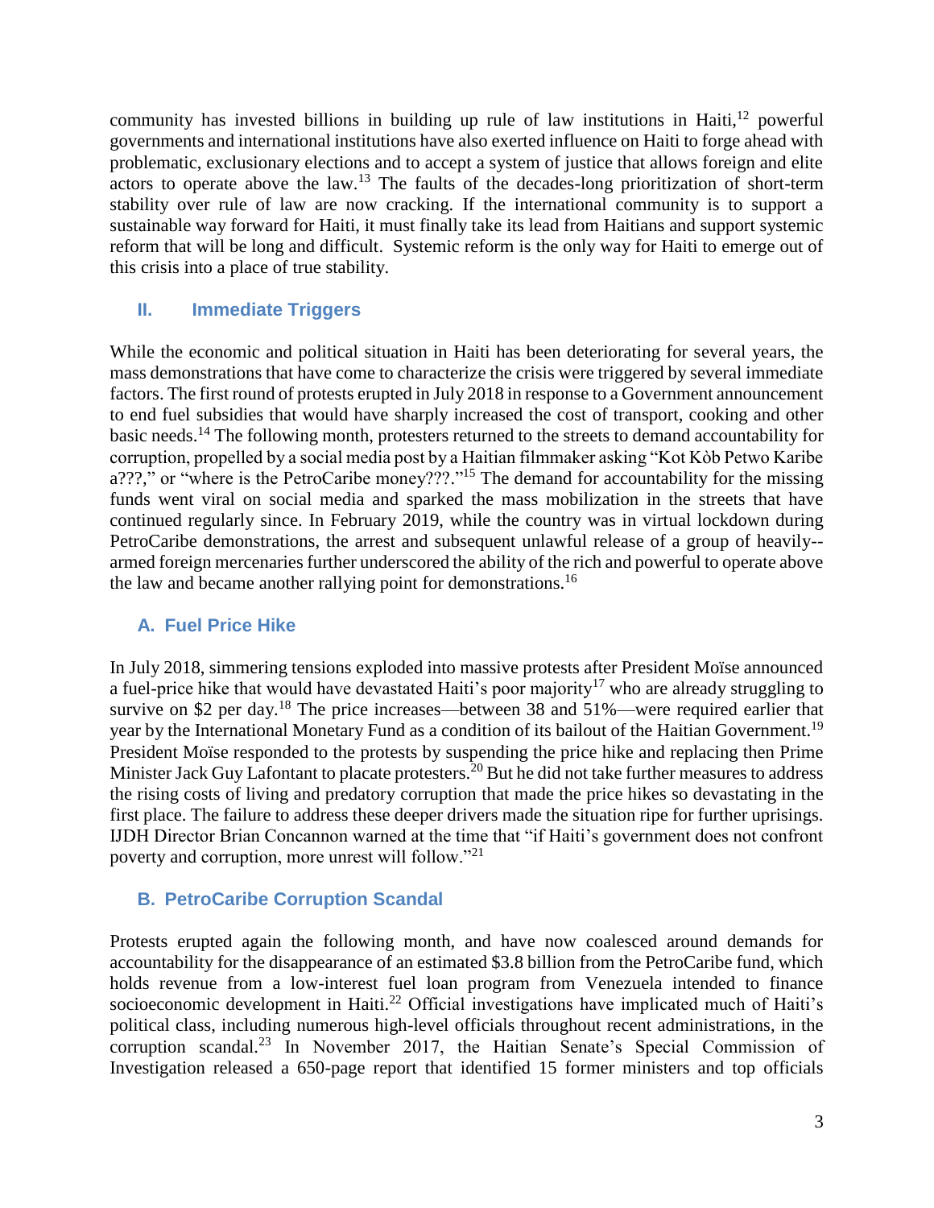community has invested billions in building up rule of law institutions in Haiti,[12] powerful governments and international institutions have also exerted influence on Haiti to forge ahead with problematic, exclusionary elections and to accept a system of justice that allows foreign and elite actors to operate above the law.[13] The faults of the decades-long prioritization of short-term stability over rule of law are now cracking. If the international community is to support a sustainable way forward for Haiti, it must finally take its lead from Haitians and support systemic reform that will be long and difficult. Systemic reform is the only way for Haiti to emerge out of this crisis into a place of true stability.

## II. Immediate Triggers

While the economic and political situation in Haiti has been deteriorating for several years, the mass demonstrations that have come to characterize the crisis were triggered by several immediate factors. The first round of protests erupted in July 2018 in response to a Government announcement to end fuel subsidies that would have sharply increased the cost of transport, cooking and other basic needs.[14] The following month, protesters returned to the streets to demand accountability for corruption, propelled by a social media post by a Haitian filmmaker asking "Kot Kòb Petwo Karibe a???," or "where is the PetroCaribe money???."[15] The demand for accountability for the missing funds went viral on social media and sparked the mass mobilization in the streets that have continued regularly since. In February 2019, while the country was in virtual lockdown during PetroCaribe demonstrations, the arrest and subsequent unlawful release of a group of heavily--armed foreign mercenaries further underscored the ability of the rich and powerful to operate above the law and became another rallying point for demonstrations.[16]

### A. Fuel Price Hike

In July 2018, simmering tensions exploded into massive protests after President Moïse announced a fuel-price hike that would have devastated Haiti's poor majority[17] who are already struggling to survive on $2 per day.[18] The price increases—between 38 and 51%—were required earlier that year by the International Monetary Fund as a condition of its bailout of the Haitian Government.[19] President Moïse responded to the protests by suspending the price hike and replacing then Prime Minister Jack Guy Lafontant to placate protesters.[20] But he did not take further measures to address the rising costs of living and predatory corruption that made the price hikes so devastating in the first place. The failure to address these deeper drivers made the situation ripe for further uprisings. IJDH Director Brian Concannon warned at the time that "if Haiti's government does not confront poverty and corruption, more unrest will follow."[21]

### B. PetroCaribe Corruption Scandal

Protests erupted again the following month, and have now coalesced around demands for accountability for the disappearance of an estimated $3.8 billion from the PetroCaribe fund, which holds revenue from a low-interest fuel loan program from Venezuela intended to finance socioeconomic development in Haiti.[22] Official investigations have implicated much of Haiti's political class, including numerous high-level officials throughout recent administrations, in the corruption scandal.[23] In November 2017, the Haitian Senate's Special Commission of Investigation released a 650-page report that identified 15 former ministers and top officials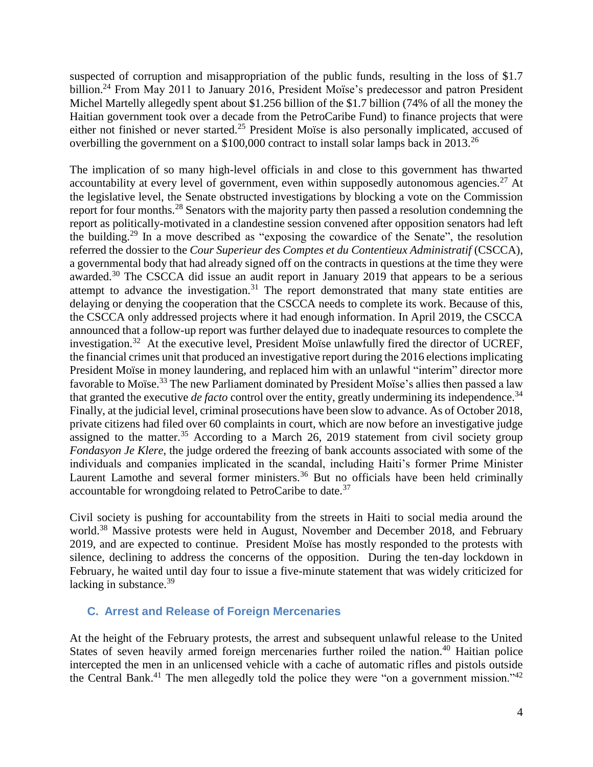suspected of corruption and misappropriation of the public funds, resulting in the loss of $1.7 billion.[24] From May 2011 to January 2016, President Moïse's predecessor and patron President Michel Martelly allegedly spent about $1.256 billion of the $1.7 billion (74% of all the money the Haitian government took over a decade from the PetroCaribe Fund) to finance projects that were either not finished or never started.[25] President Moïse is also personally implicated, accused of overbilling the government on a $100,000 contract to install solar lamps back in 2013.[26]

The implication of so many high-level officials in and close to this government has thwarted accountability at every level of government, even within supposedly autonomous agencies.[27] At the legislative level, the Senate obstructed investigations by blocking a vote on the Commission report for four months.[28] Senators with the majority party then passed a resolution condemning the report as politically-motivated in a clandestine session convened after opposition senators had left the building.[29] In a move described as "exposing the cowardice of the Senate", the resolution referred the dossier to the *Cour Superieur des Comptes et du Contentieux Administratif* (CSCCA), a governmental body that had already signed off on the contracts in questions at the time they were awarded.[30] The CSCCA did issue an audit report in January 2019 that appears to be a serious attempt to advance the investigation.[31] The report demonstrated that many state entities are delaying or denying the cooperation that the CSCCA needs to complete its work. Because of this, the CSCCA only addressed projects where it had enough information. In April 2019, the CSCCA announced that a follow-up report was further delayed due to inadequate resources to complete the investigation.[32] At the executive level, President Moïse unlawfully fired the director of UCREF, the financial crimes unit that produced an investigative report during the 2016 elections implicating President Moïse in money laundering, and replaced him with an unlawful "interim" director more favorable to Moïse.[33] The new Parliament dominated by President Moïse's allies then passed a law that granted the executive *de facto* control over the entity, greatly undermining its independence.[34] Finally, at the judicial level, criminal prosecutions have been slow to advance. As of October 2018, private citizens had filed over 60 complaints in court, which are now before an investigative judge assigned to the matter.[35] According to a March 26, 2019 statement from civil society group *Fondasyon Je Klere*, the judge ordered the freezing of bank accounts associated with some of the individuals and companies implicated in the scandal, including Haiti's former Prime Minister Laurent Lamothe and several former ministers.[36] But no officials have been held criminally accountable for wrongdoing related to PetroCaribe to date.[37]

Civil society is pushing for accountability from the streets in Haiti to social media around the world.[38] Massive protests were held in August, November and December 2018, and February 2019, and are expected to continue. President Moïse has mostly responded to the protests with silence, declining to address the concerns of the opposition. During the ten-day lockdown in February, he waited until day four to issue a five-minute statement that was widely criticized for lacking in substance.[39]

### C. Arrest and Release of Foreign Mercenaries

At the height of the February protests, the arrest and subsequent unlawful release to the United States of seven heavily armed foreign mercenaries further roiled the nation.[40] Haitian police intercepted the men in an unlicensed vehicle with a cache of automatic rifles and pistols outside the Central Bank.[41] The men allegedly told the police they were "on a government mission."[42]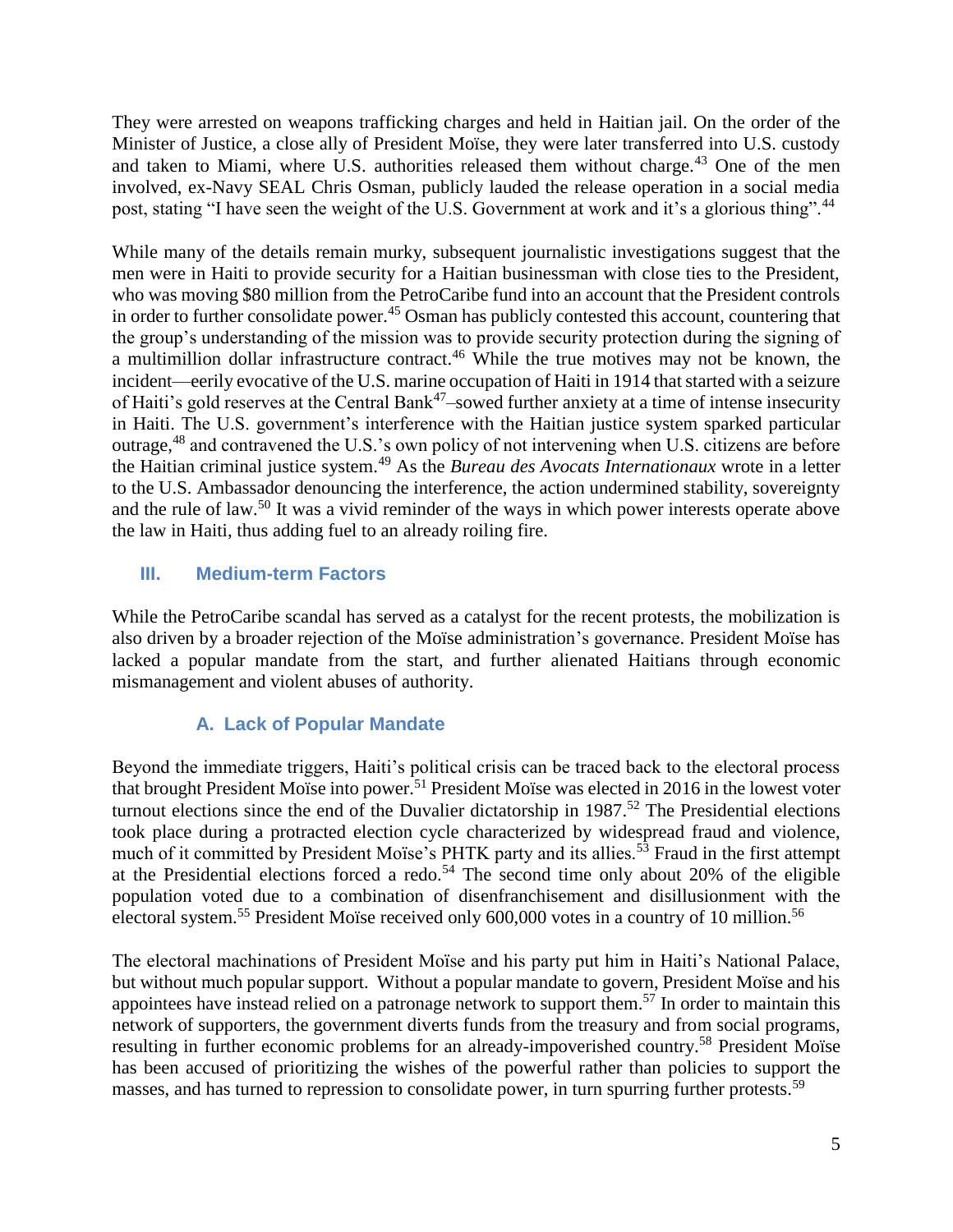They were arrested on weapons trafficking charges and held in Haitian jail. On the order of the Minister of Justice, a close ally of President Moïse, they were later transferred into U.S. custody and taken to Miami, where U.S. authorities released them without charge.[43] One of the men involved, ex-Navy SEAL Chris Osman, publicly lauded the release operation in a social media post, stating "I have seen the weight of the U.S. Government at work and it's a glorious thing".[44]

While many of the details remain murky, subsequent journalistic investigations suggest that the men were in Haiti to provide security for a Haitian businessman with close ties to the President, who was moving $80 million from the PetroCaribe fund into an account that the President controls in order to further consolidate power.[45] Osman has publicly contested this account, countering that the group's understanding of the mission was to provide security protection during the signing of a multimillion dollar infrastructure contract.[46] While the true motives may not be known, the incident—eerily evocative of the U.S. marine occupation of Haiti in 1914 that started with a seizure of Haiti's gold reserves at the Central Bank[47]–sowed further anxiety at a time of intense insecurity in Haiti. The U.S. government's interference with the Haitian justice system sparked particular outrage,[48] and contravened the U.S.'s own policy of not intervening when U.S. citizens are before the Haitian criminal justice system.[49] As the *Bureau des Avocats Internationaux* wrote in a letter to the U.S. Ambassador denouncing the interference, the action undermined stability, sovereignty and the rule of law.[50] It was a vivid reminder of the ways in which power interests operate above the law in Haiti, thus adding fuel to an already roiling fire.

## III. Medium-term Factors

While the PetroCaribe scandal has served as a catalyst for the recent protests, the mobilization is also driven by a broader rejection of the Moïse administration's governance. President Moïse has lacked a popular mandate from the start, and further alienated Haitians through economic mismanagement and violent abuses of authority.

### A. Lack of Popular Mandate

Beyond the immediate triggers, Haiti's political crisis can be traced back to the electoral process that brought President Moïse into power.[51] President Moïse was elected in 2016 in the lowest voter turnout elections since the end of the Duvalier dictatorship in 1987.[52] The Presidential elections took place during a protracted election cycle characterized by widespread fraud and violence, much of it committed by President Moïse's PHTK party and its allies.[53] Fraud in the first attempt at the Presidential elections forced a redo.[54] The second time only about 20% of the eligible population voted due to a combination of disenfranchisement and disillusionment with the electoral system.[55] President Moïse received only 600,000 votes in a country of 10 million.[56]

The electoral machinations of President Moïse and his party put him in Haiti's National Palace, but without much popular support. Without a popular mandate to govern, President Moïse and his appointees have instead relied on a patronage network to support them.[57] In order to maintain this network of supporters, the government diverts funds from the treasury and from social programs, resulting in further economic problems for an already-impoverished country.[58] President Moïse has been accused of prioritizing the wishes of the powerful rather than policies to support the masses, and has turned to repression to consolidate power, in turn spurring further protests.[59]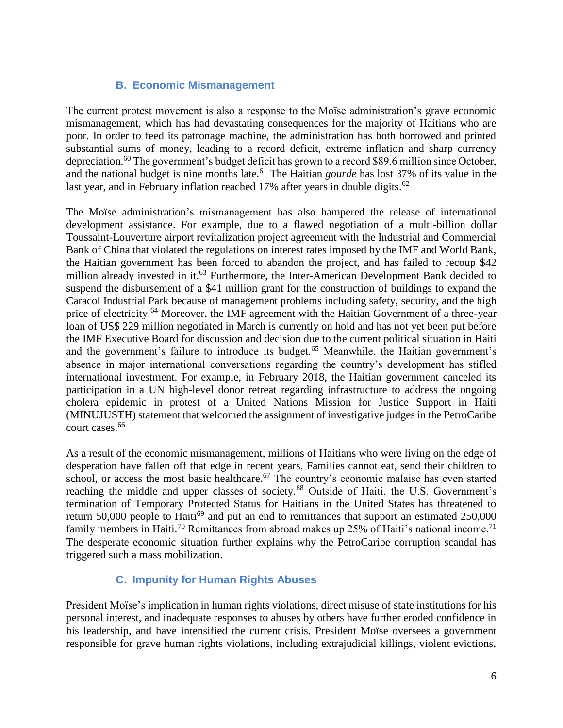### B. Economic Mismanagement

The current protest movement is also a response to the Moïse administration's grave economic mismanagement, which has had devastating consequences for the majority of Haitians who are poor. In order to feed its patronage machine, the administration has both borrowed and printed substantial sums of money, leading to a record deficit, extreme inflation and sharp currency depreciation.[60] The government's budget deficit has grown to a record $89.6 million since October, and the national budget is nine months late.[61] The Haitian *gourde* has lost 37% of its value in the last year, and in February inflation reached 17% after years in double digits.[62]

The Moïse administration's mismanagement has also hampered the release of international development assistance. For example, due to a flawed negotiation of a multi-billion dollar Toussaint-Louverture airport revitalization project agreement with the Industrial and Commercial Bank of China that violated the regulations on interest rates imposed by the IMF and World Bank, the Haitian government has been forced to abandon the project, and has failed to recoup $42 million already invested in it.[63] Furthermore, the Inter-American Development Bank decided to suspend the disbursement of a $41 million grant for the construction of buildings to expand the Caracol Industrial Park because of management problems including safety, security, and the high price of electricity.[64] Moreover, the IMF agreement with the Haitian Government of a three-year loan of US$ 229 million negotiated in March is currently on hold and has not yet been put before the IMF Executive Board for discussion and decision due to the current political situation in Haiti and the government's failure to introduce its budget.[65] Meanwhile, the Haitian government's absence in major international conversations regarding the country's development has stifled international investment. For example, in February 2018, the Haitian government canceled its participation in a UN high-level donor retreat regarding infrastructure to address the ongoing cholera epidemic in protest of a United Nations Mission for Justice Support in Haiti (MINUJUSTH) statement that welcomed the assignment of investigative judges in the PetroCaribe court cases.[66]

As a result of the economic mismanagement, millions of Haitians who were living on the edge of desperation have fallen off that edge in recent years. Families cannot eat, send their children to school, or access the most basic healthcare.[67] The country's economic malaise has even started reaching the middle and upper classes of society.[68] Outside of Haiti, the U.S. Government's termination of Temporary Protected Status for Haitians in the United States has threatened to return 50,000 people to Haiti[69] and put an end to remittances that support an estimated 250,000 family members in Haiti.[70] Remittances from abroad makes up 25% of Haiti's national income.[71] The desperate economic situation further explains why the PetroCaribe corruption scandal has triggered such a mass mobilization.

### C. Impunity for Human Rights Abuses

President Moïse's implication in human rights violations, direct misuse of state institutions for his personal interest, and inadequate responses to abuses by others have further eroded confidence in his leadership, and have intensified the current crisis. President Moïse oversees a government responsible for grave human rights violations, including extrajudicial killings, violent evictions,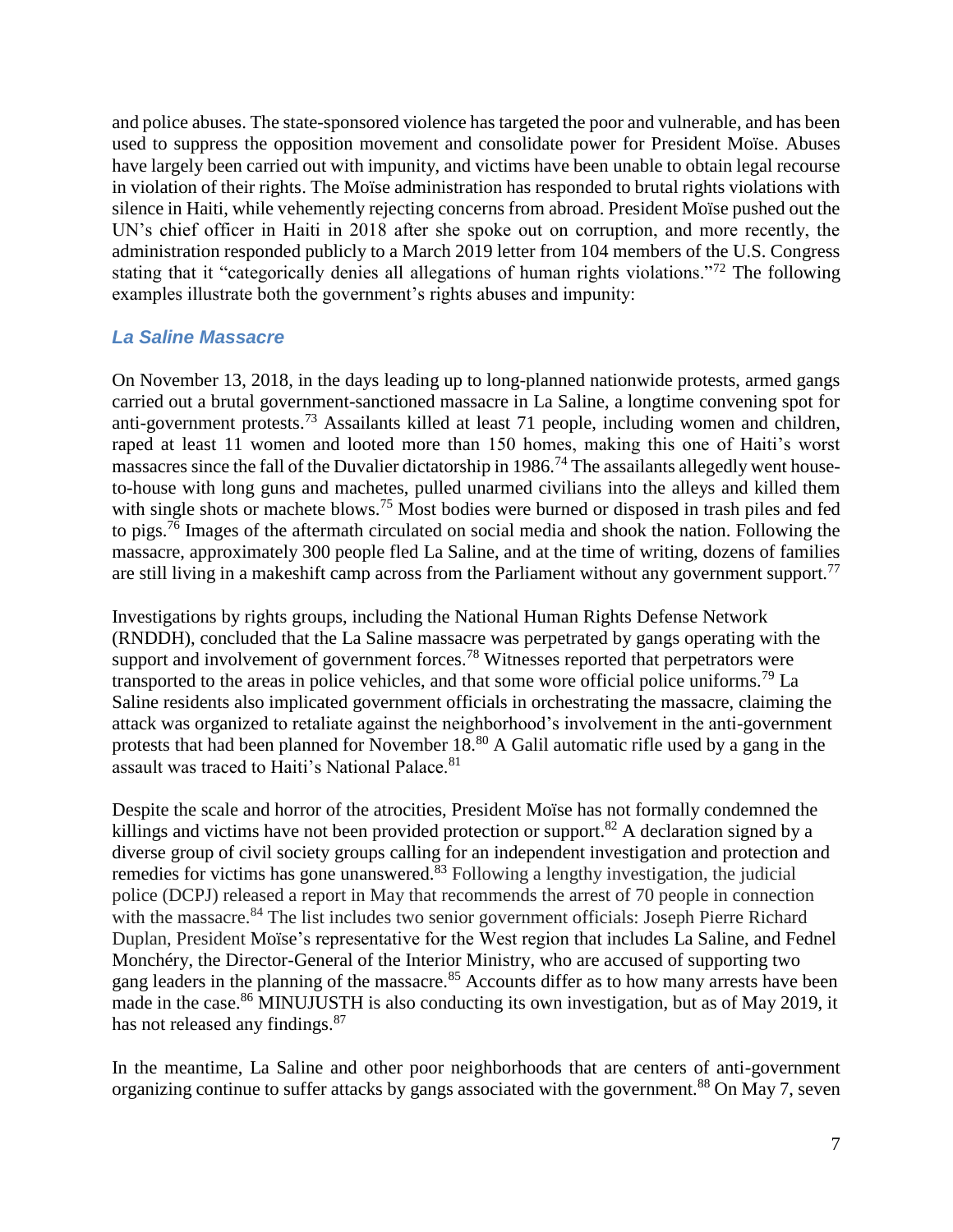and police abuses. The state-sponsored violence has targeted the poor and vulnerable, and has been used to suppress the opposition movement and consolidate power for President Moïse. Abuses have largely been carried out with impunity, and victims have been unable to obtain legal recourse in violation of their rights. The Moïse administration has responded to brutal rights violations with silence in Haiti, while vehemently rejecting concerns from abroad. President Moïse pushed out the UN's chief officer in Haiti in 2018 after she spoke out on corruption, and more recently, the administration responded publicly to a March 2019 letter from 104 members of the U.S. Congress stating that it "categorically denies all allegations of human rights violations."[72] The following examples illustrate both the government's rights abuses and impunity:

### *La Saline Massacre*

On November 13, 2018, in the days leading up to long-planned nationwide protests, armed gangs carried out a brutal government-sanctioned massacre in La Saline, a longtime convening spot for anti-government protests.[73] Assailants killed at least 71 people, including women and children, raped at least 11 women and looted more than 150 homes, making this one of Haiti's worst massacres since the fall of the Duvalier dictatorship in 1986.[74] The assailants allegedly went house-to-house with long guns and machetes, pulled unarmed civilians into the alleys and killed them with single shots or machete blows.[75] Most bodies were burned or disposed in trash piles and fed to pigs.[76] Images of the aftermath circulated on social media and shook the nation. Following the massacre, approximately 300 people fled La Saline, and at the time of writing, dozens of families are still living in a makeshift camp across from the Parliament without any government support.[77]

Investigations by rights groups, including the National Human Rights Defense Network (RNDDH), concluded that the La Saline massacre was perpetrated by gangs operating with the support and involvement of government forces.[78] Witnesses reported that perpetrators were transported to the areas in police vehicles, and that some wore official police uniforms.[79] La Saline residents also implicated government officials in orchestrating the massacre, claiming the attack was organized to retaliate against the neighborhood's involvement in the anti-government protests that had been planned for November 18.[80] A Galil automatic rifle used by a gang in the assault was traced to Haiti's National Palace.[81]

Despite the scale and horror of the atrocities, President Moïse has not formally condemned the killings and victims have not been provided protection or support.[82] A declaration signed by a diverse group of civil society groups calling for an independent investigation and protection and remedies for victims has gone unanswered.[83] Following a lengthy investigation, the judicial police (DCPJ) released a report in May that recommends the arrest of 70 people in connection with the massacre.[84] The list includes two senior government officials: Joseph Pierre Richard Duplan, President Moïse's representative for the West region that includes La Saline, and Fednel Monchéry, the Director-General of the Interior Ministry, who are accused of supporting two gang leaders in the planning of the massacre.[85] Accounts differ as to how many arrests have been made in the case.[86] MINUJUSTH is also conducting its own investigation, but as of May 2019, it has not released any findings.[87]

In the meantime, La Saline and other poor neighborhoods that are centers of anti-government organizing continue to suffer attacks by gangs associated with the government.[88] On May 7, seven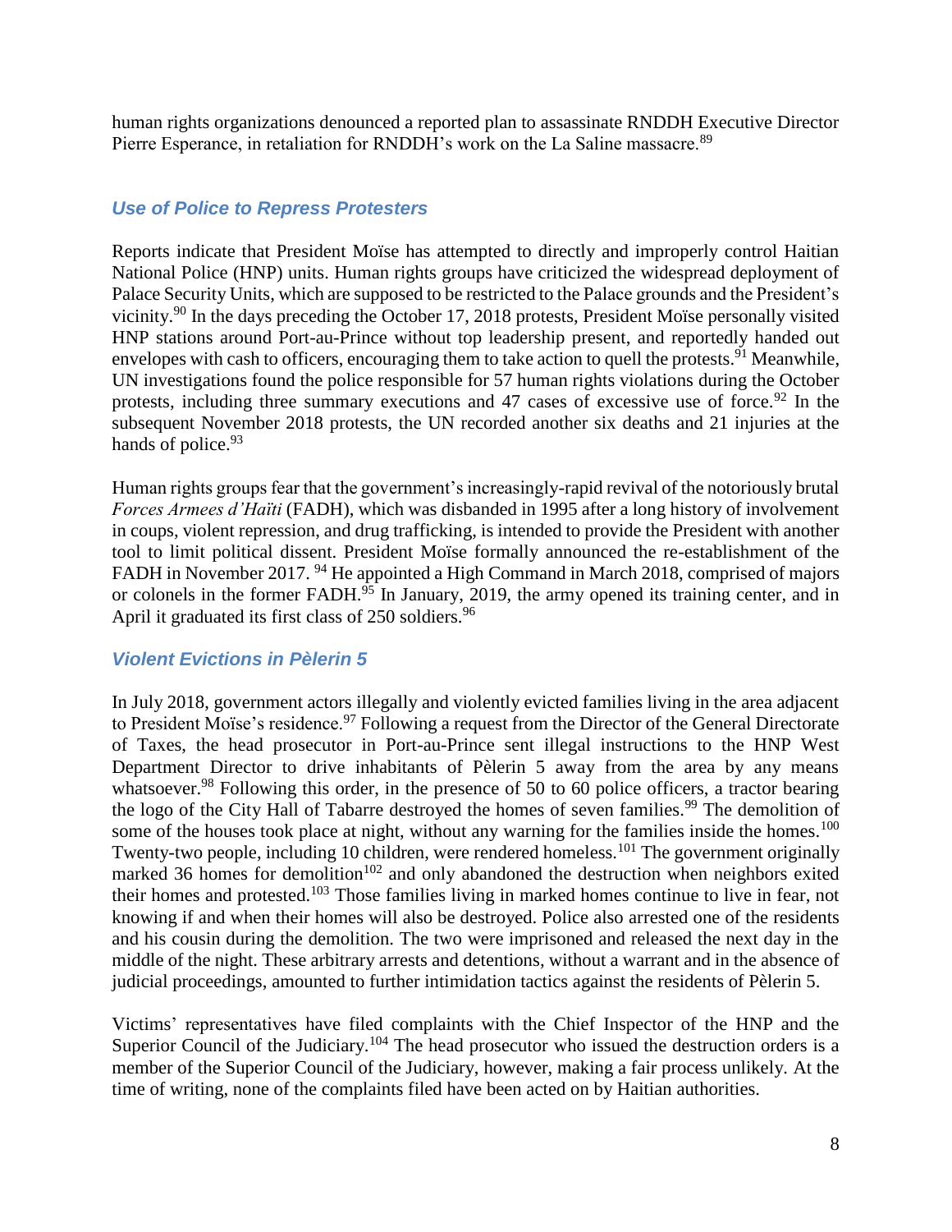human rights organizations denounced a reported plan to assassinate RNDDH Executive Director Pierre Esperance, in retaliation for RNDDH's work on the La Saline massacre.[89]

### *Use of Police to Repress Protesters*

Reports indicate that President Moïse has attempted to directly and improperly control Haitian National Police (HNP) units. Human rights groups have criticized the widespread deployment of Palace Security Units, which are supposed to be restricted to the Palace grounds and the President's vicinity.[90] In the days preceding the October 17, 2018 protests, President Moïse personally visited HNP stations around Port-au-Prince without top leadership present, and reportedly handed out envelopes with cash to officers, encouraging them to take action to quell the protests.[91] Meanwhile, UN investigations found the police responsible for 57 human rights violations during the October protests, including three summary executions and 47 cases of excessive use of force.[92] In the subsequent November 2018 protests, the UN recorded another six deaths and 21 injuries at the hands of police.[93]

Human rights groups fear that the government's increasingly-rapid revival of the notoriously brutal *Forces Armees d'Haïti* (FADH), which was disbanded in 1995 after a long history of involvement in coups, violent repression, and drug trafficking, is intended to provide the President with another tool to limit political dissent. President Moïse formally announced the re-establishment of the FADH in November 2017.[94] He appointed a High Command in March 2018, comprised of majors or colonels in the former FADH.[95] In January, 2019, the army opened its training center, and in April it graduated its first class of 250 soldiers.[96]

### *Violent Evictions in Pèlerin 5*

In July 2018, government actors illegally and violently evicted families living in the area adjacent to President Moïse's residence.[97] Following a request from the Director of the General Directorate of Taxes, the head prosecutor in Port-au-Prince sent illegal instructions to the HNP West Department Director to drive inhabitants of Pèlerin 5 away from the area by any means whatsoever.[98] Following this order, in the presence of 50 to 60 police officers, a tractor bearing the logo of the City Hall of Tabarre destroyed the homes of seven families.[99] The demolition of some of the houses took place at night, without any warning for the families inside the homes.[100] Twenty-two people, including 10 children, were rendered homeless.[101] The government originally marked 36 homes for demolition[102] and only abandoned the destruction when neighbors exited their homes and protested.[103] Those families living in marked homes continue to live in fear, not knowing if and when their homes will also be destroyed. Police also arrested one of the residents and his cousin during the demolition. The two were imprisoned and released the next day in the middle of the night. These arbitrary arrests and detentions, without a warrant and in the absence of judicial proceedings, amounted to further intimidation tactics against the residents of Pèlerin 5.

Victims' representatives have filed complaints with the Chief Inspector of the HNP and the Superior Council of the Judiciary.[104] The head prosecutor who issued the destruction orders is a member of the Superior Council of the Judiciary, however, making a fair process unlikely. At the time of writing, none of the complaints filed have been acted on by Haitian authorities.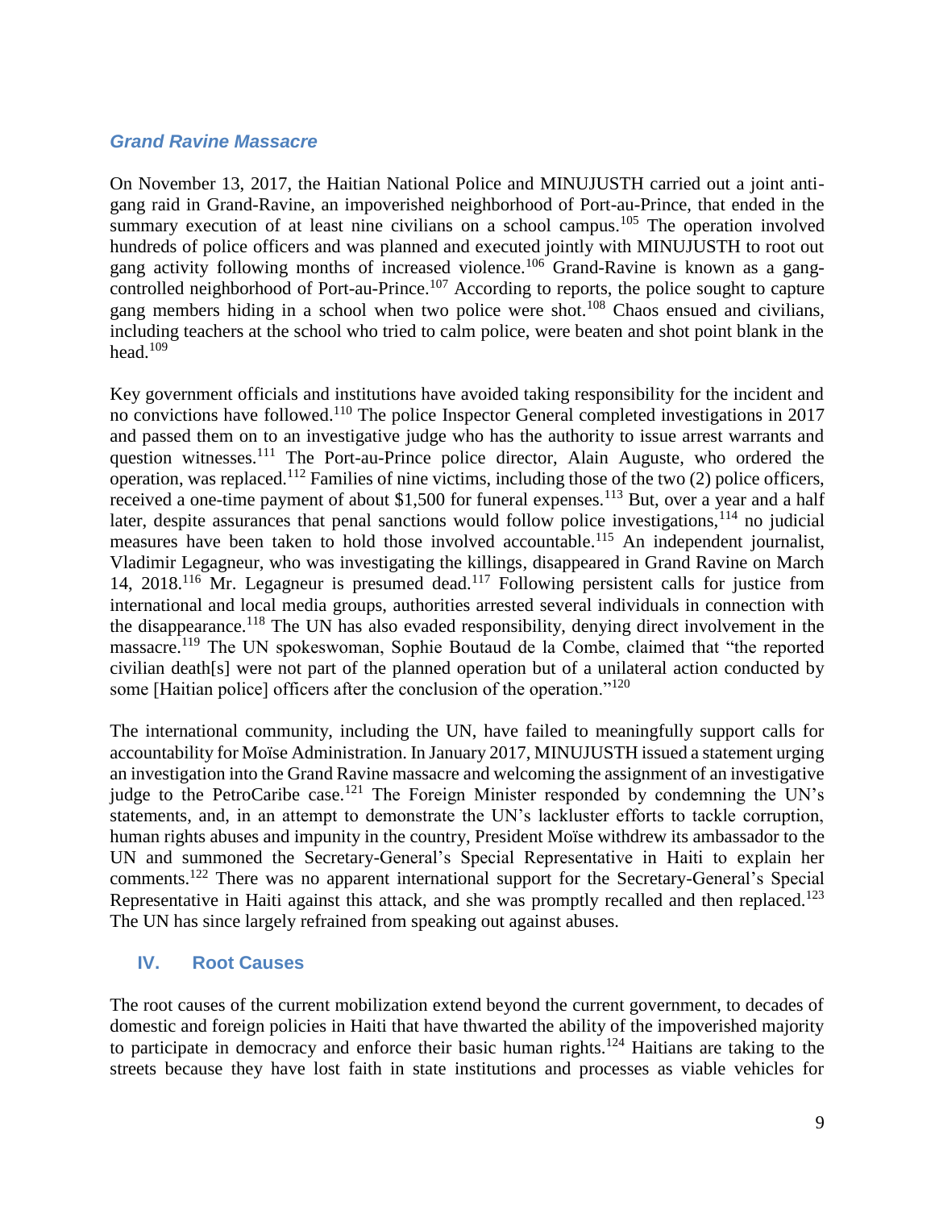### *Grand Ravine Massacre*

On November 13, 2017, the Haitian National Police and MINUJUSTH carried out a joint anti-gang raid in Grand-Ravine, an impoverished neighborhood of Port-au-Prince, that ended in the summary execution of at least nine civilians on a school campus.[105] The operation involved hundreds of police officers and was planned and executed jointly with MINUJUSTH to root out gang activity following months of increased violence.[106] Grand-Ravine is known as a gang-controlled neighborhood of Port-au-Prince.[107] According to reports, the police sought to capture gang members hiding in a school when two police were shot.[108] Chaos ensued and civilians, including teachers at the school who tried to calm police, were beaten and shot point blank in the head.[109]

Key government officials and institutions have avoided taking responsibility for the incident and no convictions have followed.[110] The police Inspector General completed investigations in 2017 and passed them on to an investigative judge who has the authority to issue arrest warrants and question witnesses.[111] The Port-au-Prince police director, Alain Auguste, who ordered the operation, was replaced.[112] Families of nine victims, including those of the two (2) police officers, received a one-time payment of about $1,500 for funeral expenses.[113] But, over a year and a half later, despite assurances that penal sanctions would follow police investigations,[114] no judicial measures have been taken to hold those involved accountable.[115] An independent journalist, Vladimir Legagneur, who was investigating the killings, disappeared in Grand Ravine on March 14, 2018.[116] Mr. Legagneur is presumed dead.[117] Following persistent calls for justice from international and local media groups, authorities arrested several individuals in connection with the disappearance.[118] The UN has also evaded responsibility, denying direct involvement in the massacre.[119] The UN spokeswoman, Sophie Boutaud de la Combe, claimed that "the reported civilian death[s] were not part of the planned operation but of a unilateral action conducted by some [Haitian police] officers after the conclusion of the operation."[120]

The international community, including the UN, have failed to meaningfully support calls for accountability for Moïse Administration. In January 2017, MINUJUSTH issued a statement urging an investigation into the Grand Ravine massacre and welcoming the assignment of an investigative judge to the PetroCaribe case.[121] The Foreign Minister responded by condemning the UN's statements, and, in an attempt to demonstrate the UN's lackluster efforts to tackle corruption, human rights abuses and impunity in the country, President Moïse withdrew its ambassador to the UN and summoned the Secretary-General's Special Representative in Haiti to explain her comments.[122] There was no apparent international support for the Secretary-General's Special Representative in Haiti against this attack, and she was promptly recalled and then replaced.[123] The UN has since largely refrained from speaking out against abuses.

## IV. Root Causes

The root causes of the current mobilization extend beyond the current government, to decades of domestic and foreign policies in Haiti that have thwarted the ability of the impoverished majority to participate in democracy and enforce their basic human rights.[124] Haitians are taking to the streets because they have lost faith in state institutions and processes as viable vehicles for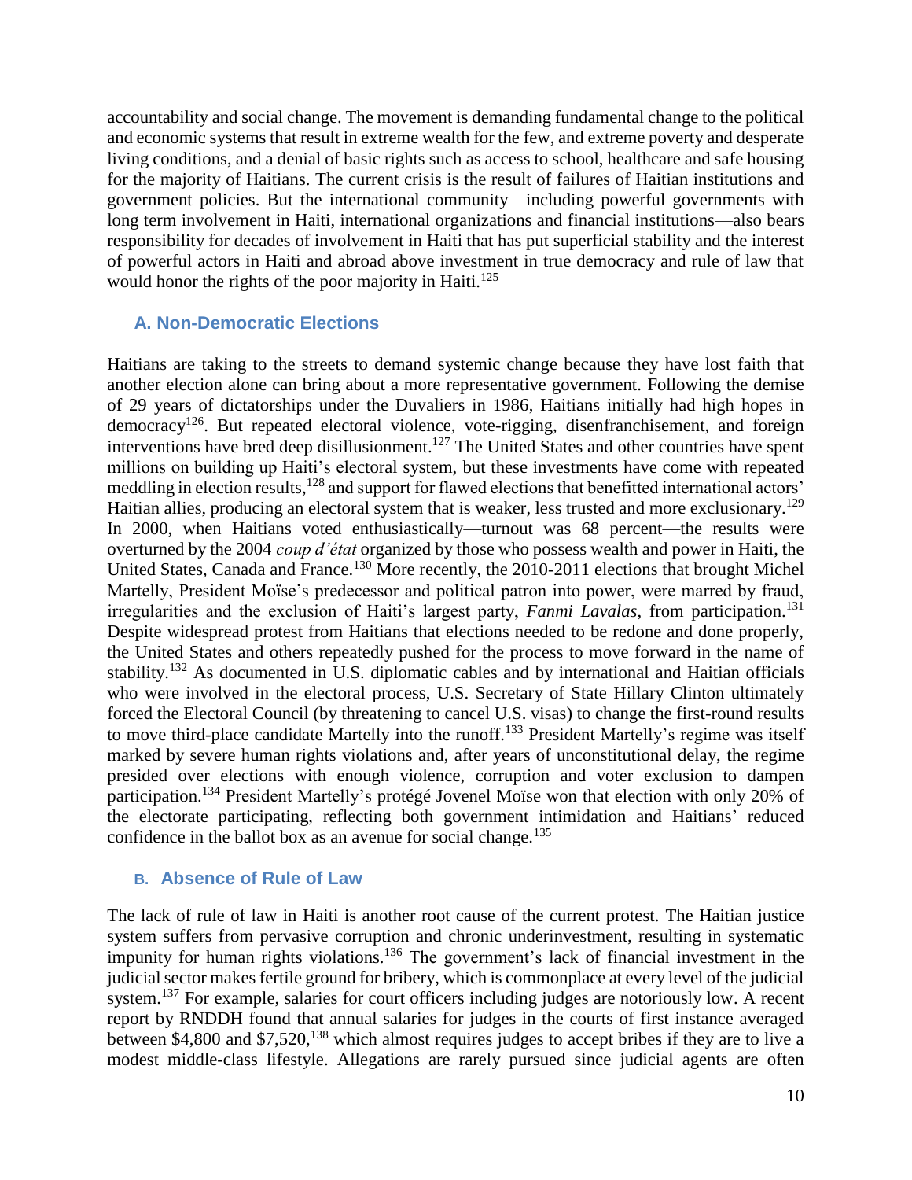accountability and social change. The movement is demanding fundamental change to the political and economic systems that result in extreme wealth for the few, and extreme poverty and desperate living conditions, and a denial of basic rights such as access to school, healthcare and safe housing for the majority of Haitians. The current crisis is the result of failures of Haitian institutions and government policies. But the international community—including powerful governments with long term involvement in Haiti, international organizations and financial institutions—also bears responsibility for decades of involvement in Haiti that has put superficial stability and the interest of powerful actors in Haiti and abroad above investment in true democracy and rule of law that would honor the rights of the poor majority in Haiti.[125]

### A. Non-Democratic Elections

Haitians are taking to the streets to demand systemic change because they have lost faith that another election alone can bring about a more representative government. Following the demise of 29 years of dictatorships under the Duvaliers in 1986, Haitians initially had high hopes in democracy[126]. But repeated electoral violence, vote-rigging, disenfranchisement, and foreign interventions have bred deep disillusionment.[127] The United States and other countries have spent millions on building up Haiti's electoral system, but these investments have come with repeated meddling in election results,[128] and support for flawed elections that benefitted international actors' Haitian allies, producing an electoral system that is weaker, less trusted and more exclusionary.[129] In 2000, when Haitians voted enthusiastically—turnout was 68 percent—the results were overturned by the 2004 *coup d'état* organized by those who possess wealth and power in Haiti, the United States, Canada and France.[130] More recently, the 2010-2011 elections that brought Michel Martelly, President Moïse's predecessor and political patron into power, were marred by fraud, irregularities and the exclusion of Haiti's largest party, *Fanmi Lavalas*, from participation.[131] Despite widespread protest from Haitians that elections needed to be redone and done properly, the United States and others repeatedly pushed for the process to move forward in the name of stability.[132] As documented in U.S. diplomatic cables and by international and Haitian officials who were involved in the electoral process, U.S. Secretary of State Hillary Clinton ultimately forced the Electoral Council (by threatening to cancel U.S. visas) to change the first-round results to move third-place candidate Martelly into the runoff.[133] President Martelly's regime was itself marked by severe human rights violations and, after years of unconstitutional delay, the regime presided over elections with enough violence, corruption and voter exclusion to dampen participation.[134] President Martelly's protégé Jovenel Moïse won that election with only 20% of the electorate participating, reflecting both government intimidation and Haitians' reduced confidence in the ballot box as an avenue for social change.[135]

### B. Absence of Rule of Law

The lack of rule of law in Haiti is another root cause of the current protest. The Haitian justice system suffers from pervasive corruption and chronic underinvestment, resulting in systematic impunity for human rights violations.[136] The government's lack of financial investment in the judicial sector makes fertile ground for bribery, which is commonplace at every level of the judicial system.[137] For example, salaries for court officers including judges are notoriously low. A recent report by RNDDH found that annual salaries for judges in the courts of first instance averaged between \$4,800 and \$7,520,[138] which almost requires judges to accept bribes if they are to live a modest middle-class lifestyle. Allegations are rarely pursued since judicial agents are often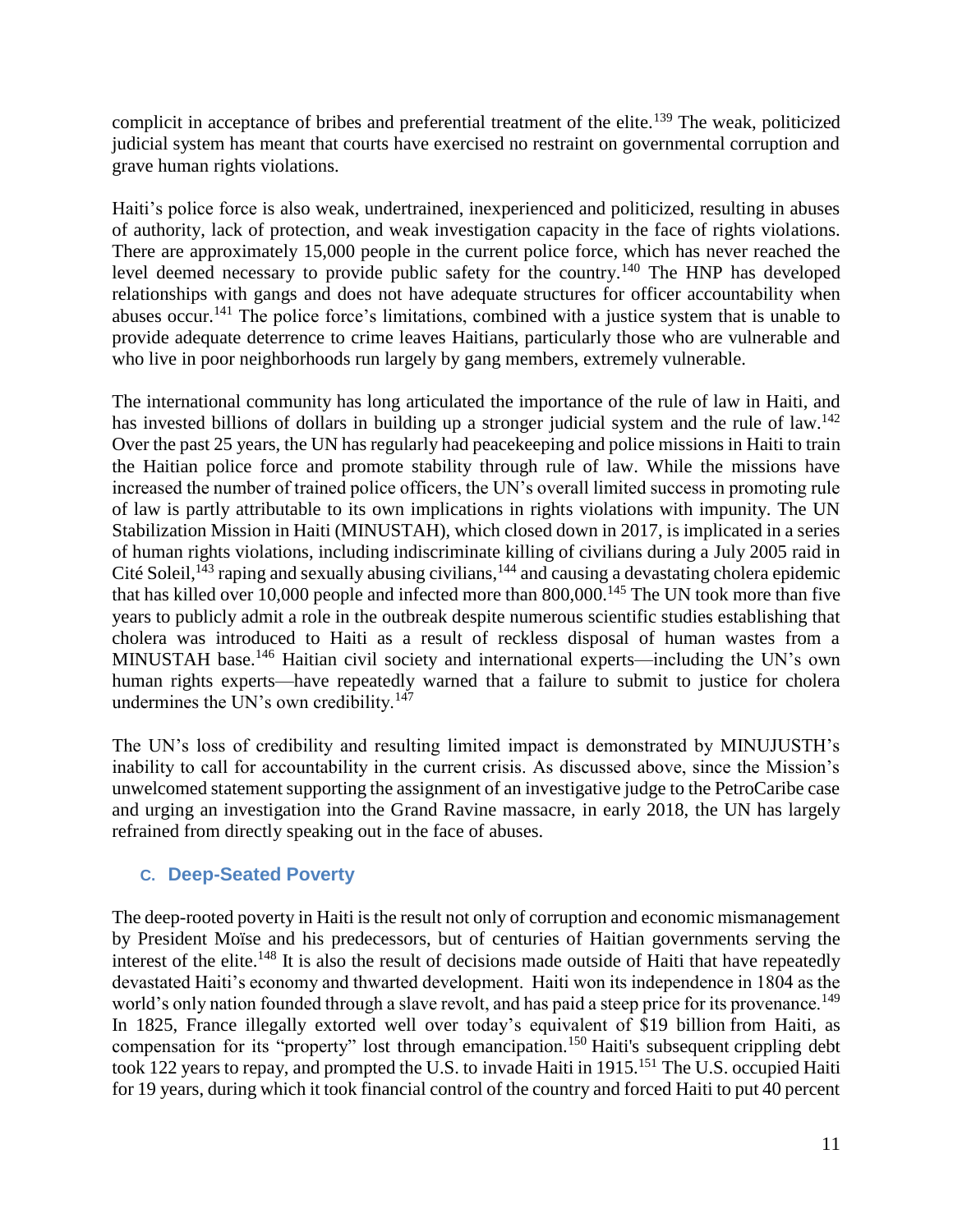complicit in acceptance of bribes and preferential treatment of the elite.[139] The weak, politicized judicial system has meant that courts have exercised no restraint on governmental corruption and grave human rights violations.

Haiti's police force is also weak, undertrained, inexperienced and politicized, resulting in abuses of authority, lack of protection, and weak investigation capacity in the face of rights violations. There are approximately 15,000 people in the current police force, which has never reached the level deemed necessary to provide public safety for the country.[140] The HNP has developed relationships with gangs and does not have adequate structures for officer accountability when abuses occur.[141] The police force's limitations, combined with a justice system that is unable to provide adequate deterrence to crime leaves Haitians, particularly those who are vulnerable and who live in poor neighborhoods run largely by gang members, extremely vulnerable.

The international community has long articulated the importance of the rule of law in Haiti, and has invested billions of dollars in building up a stronger judicial system and the rule of law.[142] Over the past 25 years, the UN has regularly had peacekeeping and police missions in Haiti to train the Haitian police force and promote stability through rule of law. While the missions have increased the number of trained police officers, the UN's overall limited success in promoting rule of law is partly attributable to its own implications in rights violations with impunity. The UN Stabilization Mission in Haiti (MINUSTAH), which closed down in 2017, is implicated in a series of human rights violations, including indiscriminate killing of civilians during a July 2005 raid in Cité Soleil,[143] raping and sexually abusing civilians,[144] and causing a devastating cholera epidemic that has killed over 10,000 people and infected more than 800,000.[145] The UN took more than five years to publicly admit a role in the outbreak despite numerous scientific studies establishing that cholera was introduced to Haiti as a result of reckless disposal of human wastes from a MINUSTAH base.[146] Haitian civil society and international experts—including the UN's own human rights experts—have repeatedly warned that a failure to submit to justice for cholera undermines the UN's own credibility.[147]

The UN's loss of credibility and resulting limited impact is demonstrated by MINUJUSTH's inability to call for accountability in the current crisis. As discussed above, since the Mission's unwelcomed statement supporting the assignment of an investigative judge to the PetroCaribe case and urging an investigation into the Grand Ravine massacre, in early 2018, the UN has largely refrained from directly speaking out in the face of abuses.

### C. Deep-Seated Poverty

The deep-rooted poverty in Haiti is the result not only of corruption and economic mismanagement by President Moïse and his predecessors, but of centuries of Haitian governments serving the interest of the elite.[148] It is also the result of decisions made outside of Haiti that have repeatedly devastated Haiti's economy and thwarted development. Haiti won its independence in 1804 as the world's only nation founded through a slave revolt, and has paid a steep price for its provenance.[149] In 1825, France illegally extorted well over today's equivalent of $19 billion from Haiti, as compensation for its "property" lost through emancipation.[150] Haiti's subsequent crippling debt took 122 years to repay, and prompted the U.S. to invade Haiti in 1915.[151] The U.S. occupied Haiti for 19 years, during which it took financial control of the country and forced Haiti to put 40 percent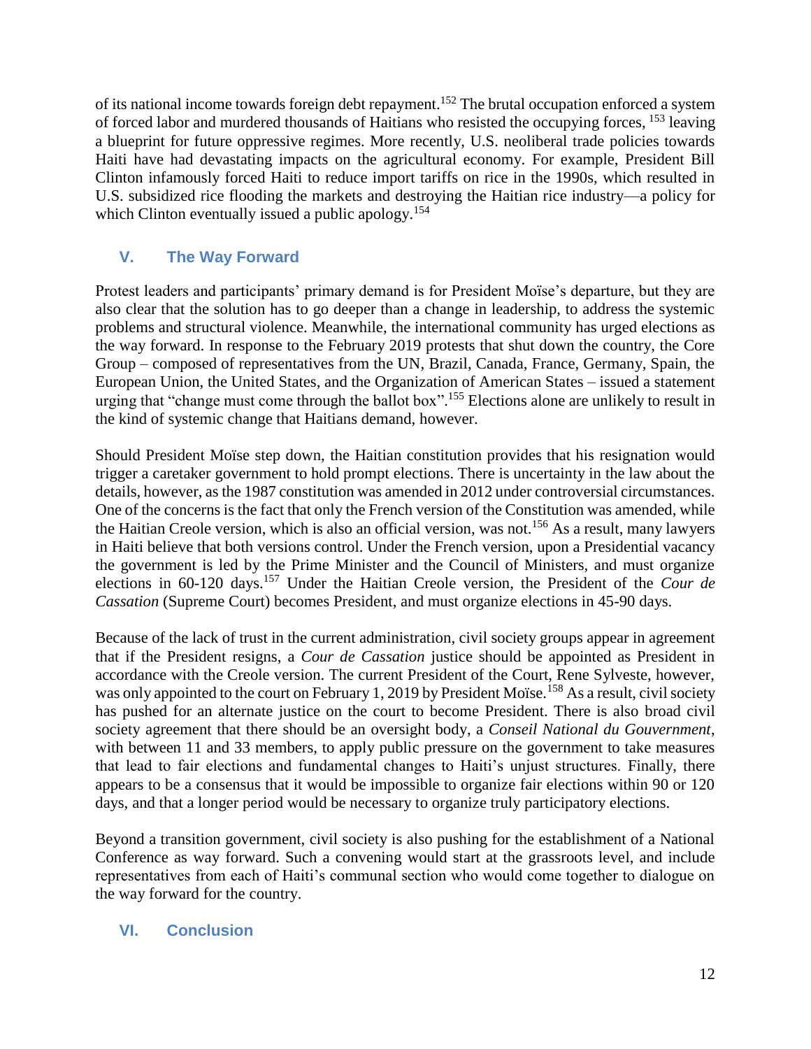of its national income towards foreign debt repayment.[152] The brutal occupation enforced a system of forced labor and murdered thousands of Haitians who resisted the occupying forces, [153] leaving a blueprint for future oppressive regimes. More recently, U.S. neoliberal trade policies towards Haiti have had devastating impacts on the agricultural economy. For example, President Bill Clinton infamously forced Haiti to reduce import tariffs on rice in the 1990s, which resulted in U.S. subsidized rice flooding the markets and destroying the Haitian rice industry—a policy for which Clinton eventually issued a public apology.[154]

## V. The Way Forward

Protest leaders and participants' primary demand is for President Moïse's departure, but they are also clear that the solution has to go deeper than a change in leadership, to address the systemic problems and structural violence. Meanwhile, the international community has urged elections as the way forward. In response to the February 2019 protests that shut down the country, the Core Group – composed of representatives from the UN, Brazil, Canada, France, Germany, Spain, the European Union, the United States, and the Organization of American States – issued a statement urging that "change must come through the ballot box".[155] Elections alone are unlikely to result in the kind of systemic change that Haitians demand, however.

Should President Moïse step down, the Haitian constitution provides that his resignation would trigger a caretaker government to hold prompt elections. There is uncertainty in the law about the details, however, as the 1987 constitution was amended in 2012 under controversial circumstances. One of the concerns is the fact that only the French version of the Constitution was amended, while the Haitian Creole version, which is also an official version, was not.[156] As a result, many lawyers in Haiti believe that both versions control. Under the French version, upon a Presidential vacancy the government is led by the Prime Minister and the Council of Ministers, and must organize elections in 60-120 days.[157] Under the Haitian Creole version, the President of the *Cour de Cassation* (Supreme Court) becomes President, and must organize elections in 45-90 days.

Because of the lack of trust in the current administration, civil society groups appear in agreement that if the President resigns, a *Cour de Cassation* justice should be appointed as President in accordance with the Creole version. The current President of the Court, Rene Sylveste, however, was only appointed to the court on February 1, 2019 by President Moïse.[158] As a result, civil society has pushed for an alternate justice on the court to become President. There is also broad civil society agreement that there should be an oversight body, a *Conseil National du Gouvernment*, with between 11 and 33 members, to apply public pressure on the government to take measures that lead to fair elections and fundamental changes to Haiti's unjust structures. Finally, there appears to be a consensus that it would be impossible to organize fair elections within 90 or 120 days, and that a longer period would be necessary to organize truly participatory elections.

Beyond a transition government, civil society is also pushing for the establishment of a National Conference as way forward. Such a convening would start at the grassroots level, and include representatives from each of Haiti's communal section who would come together to dialogue on the way forward for the country.

## VI. Conclusion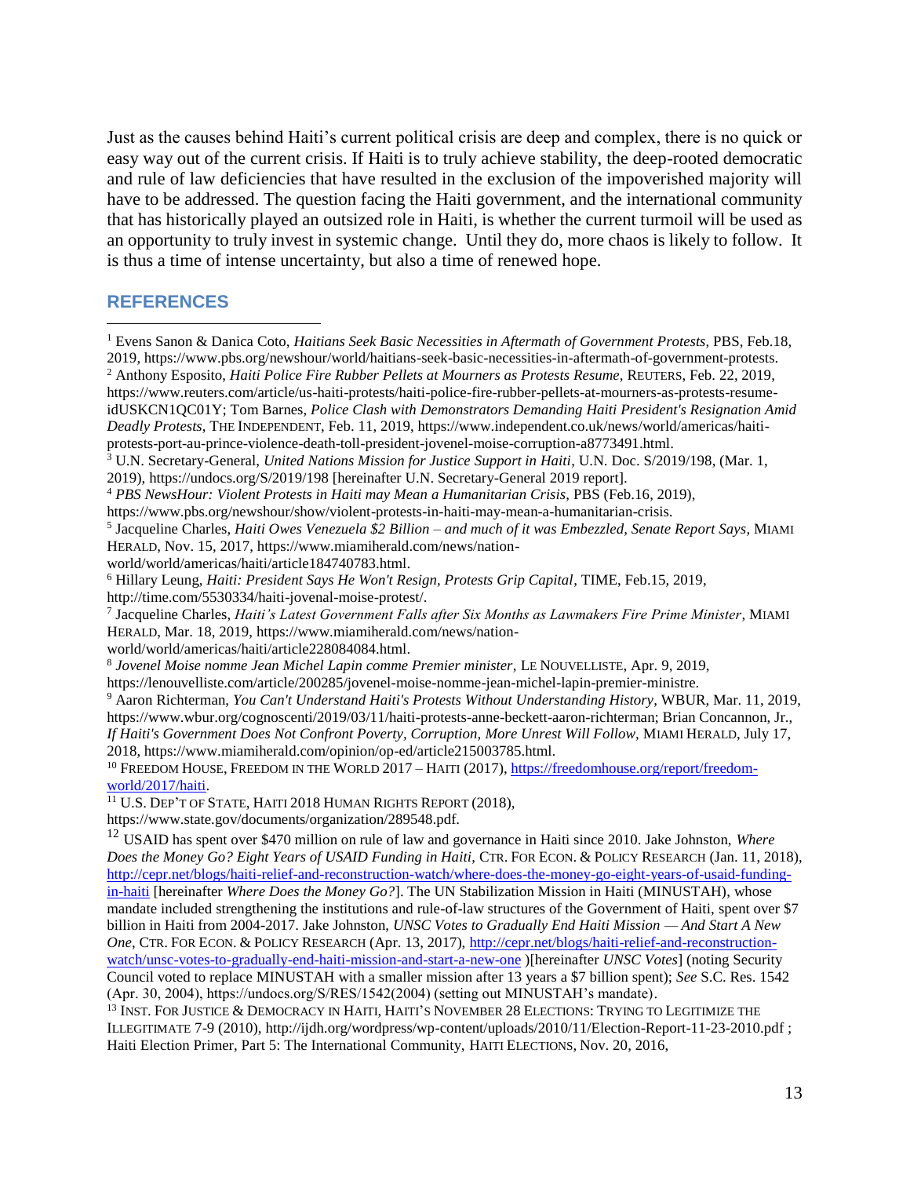Just as the causes behind Haiti's current political crisis are deep and complex, there is no quick or easy way out of the current crisis. If Haiti is to truly achieve stability, the deep-rooted democratic and rule of law deficiencies that have resulted in the exclusion of the impoverished majority will have to be addressed. The question facing the Haiti government, and the international community that has historically played an outsized role in Haiti, is whether the current turmoil will be used as an opportunity to truly invest in systemic change. Until they do, more chaos is likely to follow. It is thus a time of intense uncertainty, but also a time of renewed hope.

## REFERENCES

[1] Evens Sanon & Danica Coto, *Haitians Seek Basic Necessities in Aftermath of Government Protests*, PBS, Feb.18, 2019, https://www.pbs.org/newshour/world/haitians-seek-basic-necessities-in-aftermath-of-government-protests.

[2] Anthony Esposito, *Haiti Police Fire Rubber Pellets at Mourners as Protests Resume*, REUTERS, Feb. 22, 2019, https://www.reuters.com/article/us-haiti-protests/haiti-police-fire-rubber-pellets-at-mourners-as-protests-resume-idUSKCN1QC01Y; Tom Barnes, *Police Clash with Demonstrators Demanding Haiti President's Resignation Amid Deadly Protests*, THE INDEPENDENT, Feb. 11, 2019, https://www.independent.co.uk/news/world/americas/haiti-protests-port-au-prince-violence-death-toll-president-jovenel-moise-corruption-a8773491.html.

[3] U.N. Secretary-General, *United Nations Mission for Justice Support in Haiti*, U.N. Doc. S/2019/198, (Mar. 1, 2019), https://undocs.org/S/2019/198 [hereinafter U.N. Secretary-General 2019 report].

[4] *PBS NewsHour: Violent Protests in Haiti may Mean a Humanitarian Crisis*, PBS (Feb.16, 2019), https://www.pbs.org/newshour/show/violent-protests-in-haiti-may-mean-a-humanitarian-crisis.

[5] Jacqueline Charles, *Haiti Owes Venezuela $2 Billion – and much of it was Embezzled, Senate Report Says*, MIAMI HERALD, Nov. 15, 2017, https://www.miamiherald.com/news/nation-world/world/americas/haiti/article184740783.html.

[6] Hillary Leung, *Haiti: President Says He Won't Resign, Protests Grip Capital*, TIME, Feb.15, 2019, http://time.com/5530334/haiti-jovenal-moise-protest/.

[7] Jacqueline Charles, *Haiti's Latest Government Falls after Six Months as Lawmakers Fire Prime Minister*, MIAMI HERALD, Mar. 18, 2019, https://www.miamiherald.com/news/nation-world/world/americas/haiti/article228084084.html.

[8] *Jovenel Moise nomme Jean Michel Lapin comme Premier minister*, LE NOUVELLISTE, Apr. 9, 2019, https://lenouvelliste.com/article/200285/jovenel-moise-nomme-jean-michel-lapin-premier-ministre.

[9] Aaron Richterman, *You Can't Understand Haiti's Protests Without Understanding History*, WBUR, Mar. 11, 2019, https://www.wbur.org/cognoscenti/2019/03/11/haiti-protests-anne-beckett-aaron-richterman; Brian Concannon, Jr., *If Haiti's Government Does Not Confront Poverty, Corruption, More Unrest Will Follow*, MIAMI HERALD, July 17, 2018, https://www.miamiherald.com/opinion/op-ed/article215003785.html.

[10] FREEDOM HOUSE, FREEDOM IN THE WORLD 2017 – HAITI (2017), https://freedomhouse.org/report/freedom-world/2017/haiti.

[11] U.S. DEP'T OF STATE, HAITI 2018 HUMAN RIGHTS REPORT (2018), https://www.state.gov/documents/organization/289548.pdf.

[12] USAID has spent over $470 million on rule of law and governance in Haiti since 2010. Jake Johnston, *Where Does the Money Go? Eight Years of USAID Funding in Haiti*, CTR. FOR ECON. & POLICY RESEARCH (Jan. 11, 2018), http://cepr.net/blogs/haiti-relief-and-reconstruction-watch/where-does-the-money-go-eight-years-of-usaid-funding-in-haiti [hereinafter *Where Does the Money Go?*]. The UN Stabilization Mission in Haiti (MINUSTAH), whose mandate included strengthening the institutions and rule-of-law structures of the Government of Haiti, spent over $7 billion in Haiti from 2004-2017. Jake Johnston, *UNSC Votes to Gradually End Haiti Mission — And Start A New One*, CTR. FOR ECON. & POLICY RESEARCH (Apr. 13, 2017), http://cepr.net/blogs/haiti-relief-and-reconstruction-watch/unsc-votes-to-gradually-end-haiti-mission-and-start-a-new-one )[hereinafter *UNSC Votes*] (noting Security Council voted to replace MINUSTAH with a smaller mission after 13 years a $7 billion spent); *See* S.C. Res. 1542 (Apr. 30, 2004), https://undocs.org/S/RES/1542(2004) (setting out MINUSTAH's mandate).

[13] INST. FOR JUSTICE & DEMOCRACY IN HAITI, HAITI'S NOVEMBER 28 ELECTIONS: TRYING TO LEGITIMIZE THE ILLEGITIMATE 7-9 (2010), http://ijdh.org/wordpress/wp-content/uploads/2010/11/Election-Report-11-23-2010.pdf ; Haiti Election Primer, Part 5: The International Community, HAITI ELECTIONS, Nov. 20, 2016,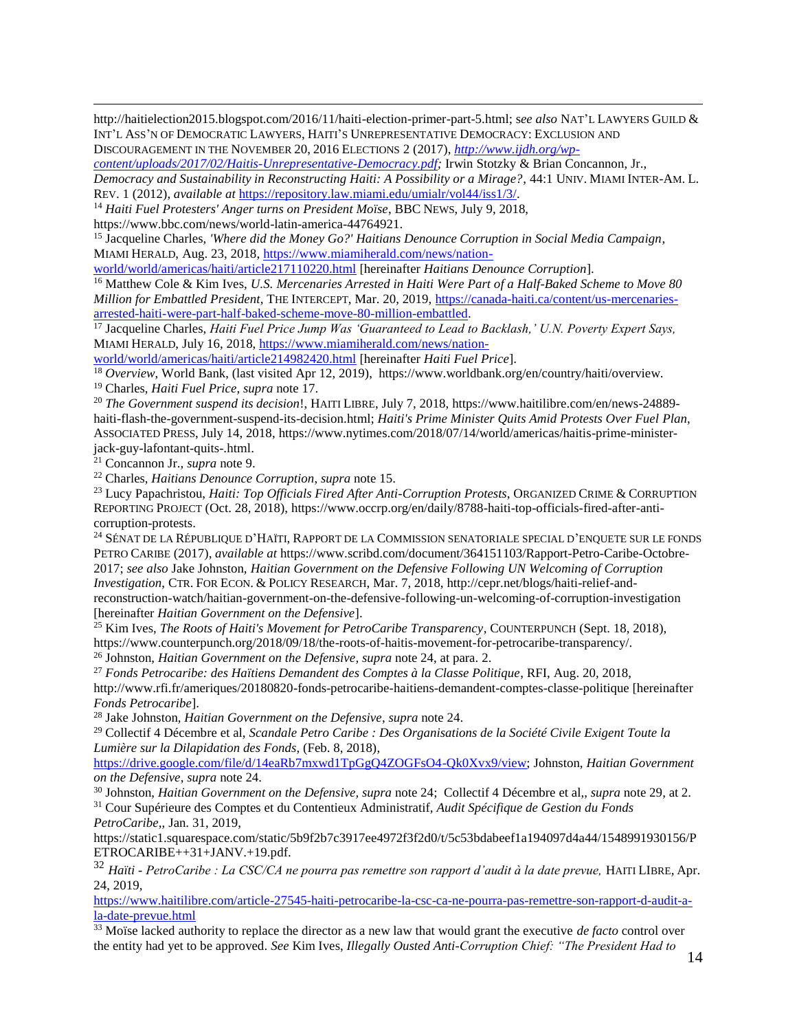http://haitielection2015.blogspot.com/2016/11/haiti-election-primer-part-5.html; s*ee also* NAT'L LAWYERS GUILD & INT'L ASS'N OF DEMOCRATIC LAWYERS, HAITI'S UNREPRESENTATIVE DEMOCRACY: EXCLUSION AND DISCOURAGEMENT IN THE NOVEMBER 20, 2016 ELECTIONS 2 (2017), *http://www.ijdh.org/wp-content/uploads/2017/02/Haitis-Unrepresentative-Democracy.pdf;* Irwin Stotzky & Brian Concannon, Jr., *Democracy and Sustainability in Reconstructing Haiti: A Possibility or a Mirage?*, 44:1 UNIV. MIAMI INTER-AM. L. REV. 1 (2012), *available at* https://repository.law.miami.edu/umialr/vol44/iss1/3/.

[14] *Haiti Fuel Protesters' Anger turns on President Moïse*, BBC NEWS, July 9, 2018, https://www.bbc.com/news/world-latin-america-44764921.

[15] Jacqueline Charles, *'Where did the Money Go?' Haitians Denounce Corruption in Social Media Campaign*, MIAMI HERALD, Aug. 23, 2018, https://www.miamiherald.com/news/nation-world/world/americas/haiti/article217110220.html [hereinafter *Haitians Denounce Corruption*].

[16] Matthew Cole & Kim Ives, *U.S. Mercenaries Arrested in Haiti Were Part of a Half-Baked Scheme to Move 80 Million for Embattled President*, THE INTERCEPT, Mar. 20, 2019, https://canada-haiti.ca/content/us-mercenaries-arrested-haiti-were-part-half-baked-scheme-move-80-million-embattled.

[17] Jacqueline Charles, *Haiti Fuel Price Jump Was 'Guaranteed to Lead to Backlash,' U.N. Poverty Expert Says,* MIAMI HERALD, July 16, 2018, https://www.miamiherald.com/news/nation-world/world/americas/haiti/article214982420.html [hereinafter *Haiti Fuel Price*].

[18] *Overview*, World Bank, (last visited Apr 12, 2019), https://www.worldbank.org/en/country/haiti/overview.

[19] Charles, *Haiti Fuel Price*, *supra* note 17.

[20] *The Government suspend its decision*!, HAITI LIBRE, July 7, 2018, https://www.haitilibre.com/en/news-24889-haiti-flash-the-government-suspend-its-decision.html; *Haiti's Prime Minister Quits Amid Protests Over Fuel Plan*, ASSOCIATED PRESS, July 14, 2018, https://www.nytimes.com/2018/07/14/world/americas/haitis-prime-minister-jack-guy-lafontant-quits-.html.

[21] Concannon Jr., *supra* note 9.

[22] Charles, *Haitians Denounce Corruption*, *supra* note 15.

[23] Lucy Papachristou, *Haiti: Top Officials Fired After Anti-Corruption Protests*, ORGANIZED CRIME & CORRUPTION REPORTING PROJECT (Oct. 28, 2018), https://www.occrp.org/en/daily/8788-haiti-top-officials-fired-after-anti-corruption-protests.

[24] SÉNAT DE LA RÉPUBLIQUE D'HAÏTI, RAPPORT DE LA COMMISSION SENATORIALE SPECIAL D'ENQUETE SUR LE FONDS PETRO CARIBE (2017), *available at* https://www.scribd.com/document/364151103/Rapport-Petro-Caribe-Octobre-2017; *see also* Jake Johnston, *Haitian Government on the Defensive Following UN Welcoming of Corruption Investigation*, CTR. FOR ECON. & POLICY RESEARCH, Mar. 7, 2018, http://cepr.net/blogs/haiti-relief-and-reconstruction-watch/haitian-government-on-the-defensive-following-un-welcoming-of-corruption-investigation [hereinafter *Haitian Government on the Defensive*].

[25] Kim Ives, *The Roots of Haiti's Movement for PetroCaribe Transparency*, COUNTERPUNCH (Sept. 18, 2018), https://www.counterpunch.org/2018/09/18/the-roots-of-haitis-movement-for-petrocaribe-transparency/.

[26] Johnston, *Haitian Government on the Defensive*, *supra* note 24, at para. 2.

[27] *Fonds Petrocaribe: des Haïtiens Demandent des Comptes à la Classe Politique*, RFI, Aug. 20, 2018, http://www.rfi.fr/ameriques/20180820-fonds-petrocaribe-haitiens-demandent-comptes-classe-politique [hereinafter *Fonds Petrocaribe*].

[28] Jake Johnston, *Haitian Government on the Defensive*, *supra* note 24.

[29] Collectif 4 Décembre et al, *Scandale Petro Caribe : Des Organisations de la Société Civile Exigent Toute la Lumière sur la Dilapidation des Fonds*, (Feb. 8, 2018), https://drive.google.com/file/d/14eaRb7mxwd1TpGgQ4ZOGFsO4-Qk0Xvx9/view; Johnston, *Haitian Government on the Defensive*, *supra* note 24.

[30] Johnston, *Haitian Government on the Defensive, supra* note 24; Collectif 4 Décembre et al,, *supra* note 29, at 2.

[31] Cour Supérieure des Comptes et du Contentieux Administratif, *Audit Spécifique de Gestion du Fonds PetroCaribe*,, Jan. 31, 2019, https://static1.squarespace.com/static/5b9f2b7c3917ee4972f3f2d0/t/5c53bdabeef1a194097d4a44/1548991930156/PETROCARIBE++31+JANV.+19.pdf.

[32] *Haïti - PetroCaribe : La CSC/CA ne pourra pas remettre son rapport d'audit à la date prevue,* HAITI LIBRE, Apr. 24, 2019, https://www.haitilibre.com/article-27545-haiti-petrocaribe-la-csc-ca-ne-pourra-pas-remettre-son-rapport-d-audit-a-la-date-prevue.html

[33] Moïse lacked authority to replace the director as a new law that would grant the executive *de facto* control over the entity had yet to be approved. *See* Kim Ives, *Illegally Ousted Anti-Corruption Chief: "The President Had to*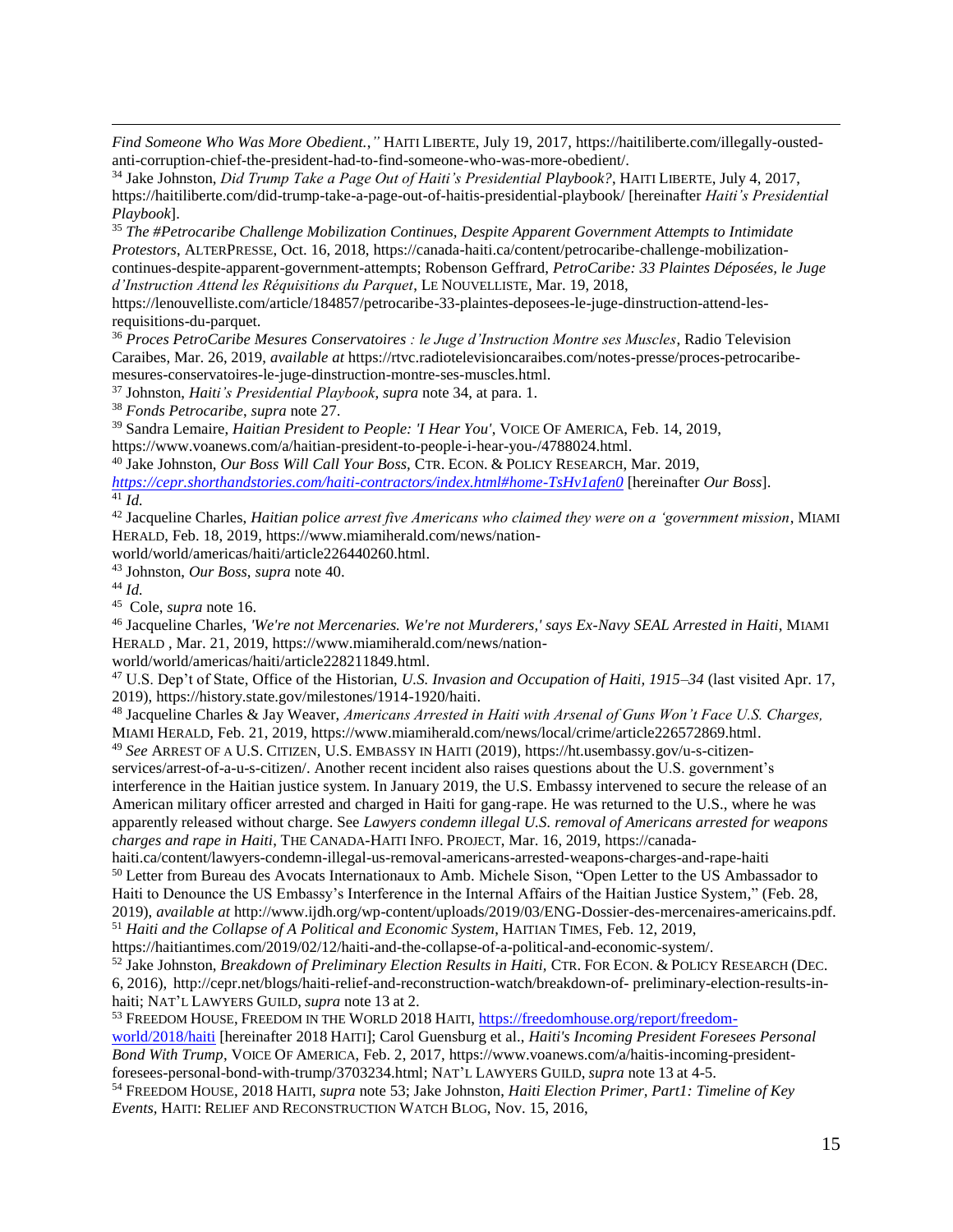*Find Someone Who Was More Obedient.*," HAITI LIBERTE, July 19, 2017, https://haitiliberte.com/illegally-ousted-anti-corruption-chief-the-president-had-to-find-someone-who-was-more-obedient/.

[34] Jake Johnston, *Did Trump Take a Page Out of Haiti's Presidential Playbook?*, HAITI LIBERTE, July 4, 2017, https://haitiliberte.com/did-trump-take-a-page-out-of-haitis-presidential-playbook/ [hereinafter *Haiti's Presidential Playbook*].

[35] *The #Petrocaribe Challenge Mobilization Continues, Despite Apparent Government Attempts to Intimidate Protestors*, ALTERPRESSE, Oct. 16, 2018, https://canada-haiti.ca/content/petrocaribe-challenge-mobilization-continues-despite-apparent-government-attempts; Robenson Geffrard, *PetroCaribe: 33 Plaintes Déposées, le Juge d'Instruction Attend les Réquisitions du Parquet*, LE NOUVELLISTE, Mar. 19, 2018, https://lenouvelliste.com/article/184857/petrocaribe-33-plaintes-deposees-le-juge-dinstruction-attend-les-requisitions-du-parquet.

[36] *Proces PetroCaribe Mesures Conservatoires : le Juge d'Instruction Montre ses Muscles*, Radio Television Caraibes, Mar. 26, 2019, *available at* https://rtvc.radiotelevisioncaraibes.com/notes-presse/proces-petrocaribe-mesures-conservatoires-le-juge-dinstruction-montre-ses-muscles.html.

[37] Johnston, *Haiti's Presidential Playbook*, *supra* note 34, at para. 1.

[38] *Fonds Petrocaribe*, *supra* note 27.

[39] Sandra Lemaire, *Haitian President to People: 'I Hear You'*, VOICE OF AMERICA, Feb. 14, 2019, https://www.voanews.com/a/haitian-president-to-people-i-hear-you-/4788024.html.

[40] Jake Johnston, *Our Boss Will Call Your Boss*, CTR. ECON. & POLICY RESEARCH, Mar. 2019, *https://cepr.shorthandstories.com/haiti-contractors/index.html#home-TsHv1afen0* [hereinafter *Our Boss*].

[41] *Id.*

[42] Jacqueline Charles, *Haitian police arrest five Americans who claimed they were on a 'government mission*, MIAMI HERALD, Feb. 18, 2019, https://www.miamiherald.com/news/nation-world/world/americas/haiti/article226440260.html.

[43] Johnston, *Our Boss*, *supra* note 40.

[44] *Id.*

[45] Cole, *supra* note 16.

[46] Jacqueline Charles, *'We're not Mercenaries. We're not Murderers,' says Ex-Navy SEAL Arrested in Haiti*, MIAMI HERALD , Mar. 21, 2019, https://www.miamiherald.com/news/nation-world/world/americas/haiti/article228211849.html.

[47] U.S. Dep't of State, Office of the Historian, *U.S. Invasion and Occupation of Haiti, 1915–34* (last visited Apr. 17, 2019), https://history.state.gov/milestones/1914-1920/haiti.

[48] Jacqueline Charles & Jay Weaver, *Americans Arrested in Haiti with Arsenal of Guns Won't Face U.S. Charges,* MIAMI HERALD, Feb. 21, 2019, https://www.miamiherald.com/news/local/crime/article226572869.html.

[49] *See* ARREST OF A U.S. CITIZEN, U.S. EMBASSY IN HAITI (2019), https://ht.usembassy.gov/u-s-citizen-services/arrest-of-a-u-s-citizen/. Another recent incident also raises questions about the U.S. government's interference in the Haitian justice system. In January 2019, the U.S. Embassy intervened to secure the release of an American military officer arrested and charged in Haiti for gang-rape. He was returned to the U.S., where he was apparently released without charge. See *Lawyers condemn illegal U.S. removal of Americans arrested for weapons charges and rape in Haiti*, THE CANADA-HAITI INFO. PROJECT, Mar. 16, 2019, https://canada-haiti.ca/content/lawyers-condemn-illegal-us-removal-americans-arrested-weapons-charges-and-rape-haiti

[50] Letter from Bureau des Avocats Internationaux to Amb. Michele Sison, "Open Letter to the US Ambassador to Haiti to Denounce the US Embassy's Interference in the Internal Affairs of the Haitian Justice System," (Feb. 28, 2019), *available at* http://www.ijdh.org/wp-content/uploads/2019/03/ENG-Dossier-des-mercenaires-americains.pdf.

[51] *Haiti and the Collapse of A Political and Economic System*, HAITIAN TIMES, Feb. 12, 2019, https://haitiantimes.com/2019/02/12/haiti-and-the-collapse-of-a-political-and-economic-system/.

[52] Jake Johnston, *Breakdown of Preliminary Election Results in Haiti,* CTR. FOR ECON. & POLICY RESEARCH (DEC. 6, 2016), http://cepr.net/blogs/haiti-relief-and-reconstruction-watch/breakdown-of- preliminary-election-results-in-haiti; NAT'L LAWYERS GUILD, *supra* note 13 at 2.

[53] FREEDOM HOUSE, FREEDOM IN THE WORLD 2018 HAITI, https://freedomhouse.org/report/freedom-world/2018/haiti [hereinafter 2018 HAITI]; Carol Guensburg et al., *Haiti's Incoming President Foresees Personal Bond With Trump*, VOICE OF AMERICA, Feb. 2, 2017, https://www.voanews.com/a/haitis-incoming-president-foresees-personal-bond-with-trump/3703234.html; NAT'L LAWYERS GUILD, *supra* note 13 at 4-5.

[54] FREEDOM HOUSE, 2018 HAITI, *supra* note 53; Jake Johnston, *Haiti Election Primer, Part1: Timeline of Key Events*, HAITI: RELIEF AND RECONSTRUCTION WATCH BLOG, Nov. 15, 2016,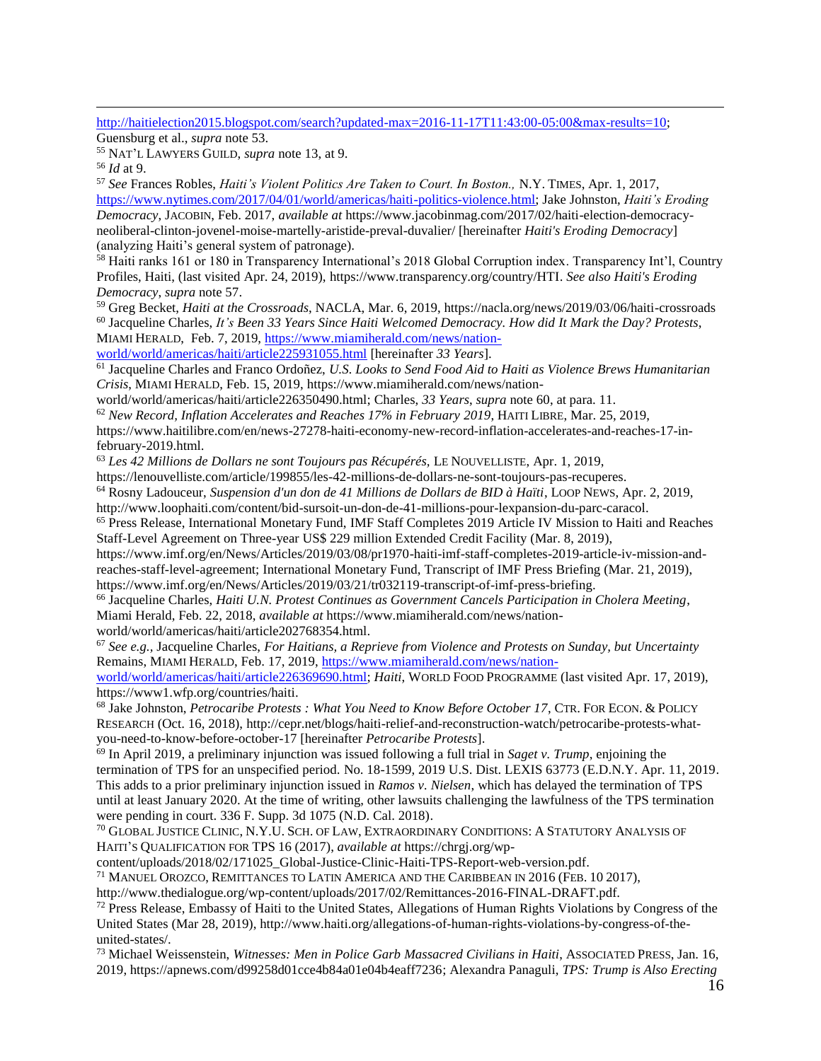http://haitielection2015.blogspot.com/search?updated-max=2016-11-17T11:43:00-05:00&max-results=10; Guensburg et al., *supra* note 53.

[55] NAT'L LAWYERS GUILD, *supra* note 13, at 9.

[56] *Id* at 9.

[57] *See* Frances Robles, *Haiti's Violent Politics Are Taken to Court. In Boston.,* N.Y. TIMES, Apr. 1, 2017, https://www.nytimes.com/2017/04/01/world/americas/haiti-politics-violence.html; Jake Johnston, *Haiti's Eroding Democracy*, JACOBIN, Feb. 2017, *available at* https://www.jacobinmag.com/2017/02/haiti-election-democracy-neoliberal-clinton-jovenel-moise-martelly-aristide-preval-duvalier/ [hereinafter *Haiti's Eroding Democracy*] (analyzing Haiti's general system of patronage).

[58] Haiti ranks 161 or 180 in Transparency International's 2018 Global Corruption index. Transparency Int'l, Country Profiles, Haiti, (last visited Apr. 24, 2019), https://www.transparency.org/country/HTI. *See also Haiti's Eroding Democracy*, *supra* note 57.

[59] Greg Becket, *Haiti at the Crossroads*, NACLA, Mar. 6, 2019, https://nacla.org/news/2019/03/06/haiti-crossroads

[60] Jacqueline Charles, *It's Been 33 Years Since Haiti Welcomed Democracy. How did It Mark the Day? Protests*, MIAMI HERALD, Feb. 7, 2019, https://www.miamiherald.com/news/nation-world/world/americas/haiti/article225931055.html [hereinafter *33 Years*].

[61] Jacqueline Charles and Franco Ordoñez, *U.S. Looks to Send Food Aid to Haiti as Violence Brews Humanitarian Crisis*, MIAMI HERALD, Feb. 15, 2019, https://www.miamiherald.com/news/nation-world/world/americas/haiti/article226350490.html; Charles, *33 Years*, *supra* note 60, at para. 11.

[62] *New Record, Inflation Accelerates and Reaches 17% in February 2019*, HAITI LIBRE, Mar. 25, 2019, https://www.haitilibre.com/en/news-27278-haiti-economy-new-record-inflation-accelerates-and-reaches-17-in-february-2019.html.

[63] *Les 42 Millions de Dollars ne sont Toujours pas Récupérés*, LE NOUVELLISTE, Apr. 1, 2019, https://lenouvelliste.com/article/199855/les-42-millions-de-dollars-ne-sont-toujours-pas-recuperes.

[64] Rosny Ladouceur, *Suspension d'un don de 41 Millions de Dollars de BID à Haïti*, LOOP NEWS, Apr. 2, 2019, http://www.loophaiti.com/content/bid-sursoit-un-don-de-41-millions-pour-lexpansion-du-parc-caracol.

[65] Press Release, International Monetary Fund, IMF Staff Completes 2019 Article IV Mission to Haiti and Reaches Staff-Level Agreement on Three-year US$ 229 million Extended Credit Facility (Mar. 8, 2019), https://www.imf.org/en/News/Articles/2019/03/08/pr1970-haiti-imf-staff-completes-2019-article-iv-mission-and-reaches-staff-level-agreement; International Monetary Fund, Transcript of IMF Press Briefing (Mar. 21, 2019), https://www.imf.org/en/News/Articles/2019/03/21/tr032119-transcript-of-imf-press-briefing.

[66] Jacqueline Charles, *Haiti U.N. Protest Continues as Government Cancels Participation in Cholera Meeting*, Miami Herald, Feb. 22, 2018, *available at* https://www.miamiherald.com/news/nation-world/world/americas/haiti/article202768354.html.

[67] *See e.g.*, Jacqueline Charles, *For Haitians, a Reprieve from Violence and Protests on Sunday, but Uncertainty* Remains, MIAMI HERALD, Feb. 17, 2019, https://www.miamiherald.com/news/nation-world/world/americas/haiti/article226369690.html; *Haiti*, WORLD FOOD PROGRAMME (last visited Apr. 17, 2019), https://www1.wfp.org/countries/haiti.

[68] Jake Johnston, *Petrocaribe Protests : What You Need to Know Before October 17*, CTR. FOR ECON. & POLICY RESEARCH (Oct. 16, 2018), http://cepr.net/blogs/haiti-relief-and-reconstruction-watch/petrocaribe-protests-what-you-need-to-know-before-october-17 [hereinafter *Petrocaribe Protests*].

[69] In April 2019, a preliminary injunction was issued following a full trial in *Saget v. Trump*, enjoining the termination of TPS for an unspecified period. No. 18-1599, 2019 U.S. Dist. LEXIS 63773 (E.D.N.Y. Apr. 11, 2019. This adds to a prior preliminary injunction issued in *Ramos v. Nielsen*, which has delayed the termination of TPS until at least January 2020. At the time of writing, other lawsuits challenging the lawfulness of the TPS termination were pending in court. 336 F. Supp. 3d 1075 (N.D. Cal. 2018).

[70] GLOBAL JUSTICE CLINIC, N.Y.U. SCH. OF LAW, EXTRAORDINARY CONDITIONS: A STATUTORY ANALYSIS OF HAITI'S QUALIFICATION FOR TPS 16 (2017), *available at* https://chrgj.org/wp-content/uploads/2018/02/171025_Global-Justice-Clinic-Haiti-TPS-Report-web-version.pdf.

[71] MANUEL OROZCO, REMITTANCES TO LATIN AMERICA AND THE CARIBBEAN IN 2016 (FEB. 10 2017), http://www.thedialogue.org/wp-content/uploads/2017/02/Remittances-2016-FINAL-DRAFT.pdf.

[72] Press Release, Embassy of Haiti to the United States, Allegations of Human Rights Violations by Congress of the United States (Mar 28, 2019), http://www.haiti.org/allegations-of-human-rights-violations-by-congress-of-the-united-states/.

[73] Michael Weissenstein, *Witnesses: Men in Police Garb Massacred Civilians in Haiti*, ASSOCIATED PRESS, Jan. 16, 2019, https://apnews.com/d99258d01cce4b84a01e04b4eaff7236; Alexandra Panaguli, *TPS: Trump is Also Erecting*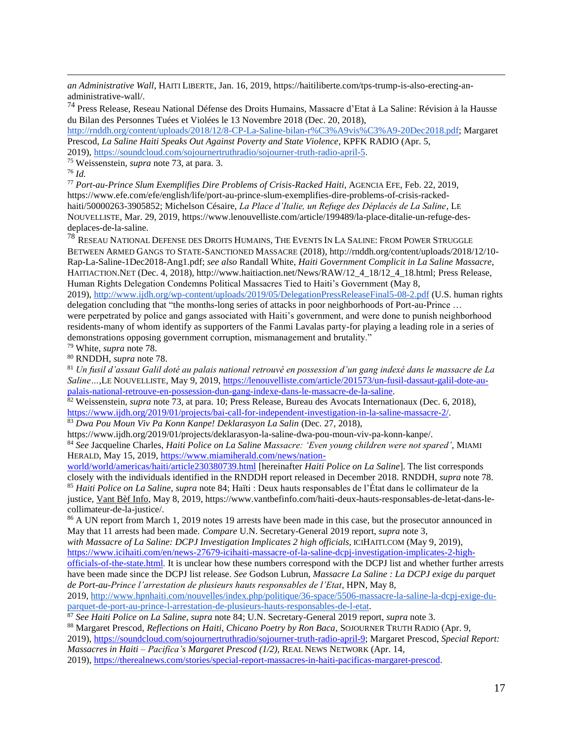*an Administrative Wall*, HAITI LIBERTE, Jan. 16, 2019, https://haitiliberte.com/tps-trump-is-also-erecting-an-administrative-wall/.

[74] Press Release, Reseau National Défense des Droits Humains, Massacre d'Etat à La Saline: Révision à la Hausse du Bilan des Personnes Tuées et Violées le 13 Novembre 2018 (Dec. 20, 2018), http://rnddh.org/content/uploads/2018/12/8-CP-La-Saline-bilan-r%C3%A9vis%C3%A9-20Dec2018.pdf; Margaret Prescod, *La Saline Haiti Speaks Out Against Poverty and State Violence*, KPFK RADIO (Apr. 5, 2019), https://soundcloud.com/sojournertruthradio/sojourner-truth-radio-april-5.

[75] Weissenstein, *supra* note 73, at para. 3.

[76] *Id.*

[77] *Port-au-Prince Slum Exemplifies Dire Problems of Crisis-Racked Haiti*, AGENCIA EFE, Feb. 22, 2019, https://www.efe.com/efe/english/life/port-au-prince-slum-exemplifies-dire-problems-of-crisis-racked-haiti/50000263-3905852; Michelson Césaire, *La Place d'Italie, un Refuge des Déplacés de La Saline*, LE NOUVELLISTE, Mar. 29, 2019, https://www.lenouvelliste.com/article/199489/la-place-ditalie-un-refuge-des-deplaces-de-la-saline.

[78] RESEAU NATIONAL DEFENSE DES DROITS HUMAINS, THE EVENTS IN LA SALINE: FROM POWER STRUGGLE BETWEEN ARMED GANGS TO STATE-SANCTIONED MASSACRE (2018), http://rnddh.org/content/uploads/2018/12/10-Rap-La-Saline-1Dec2018-Ang1.pdf; *see also* Randall White, *Haiti Government Complicit in La Saline Massacre*, HAITIACTION.NET (Dec. 4, 2018), http://www.haitiaction.net/News/RAW/12_4_18/12_4_18.html; Press Release, Human Rights Delegation Condemns Political Massacres Tied to Haiti's Government (May 8, 2019), http://www.ijdh.org/wp-content/uploads/2019/05/DelegationPressReleaseFinal5-08-2.pdf (U.S. human rights delegation concluding that "the months-long series of attacks in poor neighborhoods of Port-au-Prince … were perpetrated by police and gangs associated with Haiti's government, and were done to punish neighborhood residents-many of whom identify as supporters of the Fanmi Lavalas party-for playing a leading role in a series of demonstrations opposing government corruption, mismanagement and brutality."

[79] White, *supra* note 78.

[80] RNDDH, *supra* note 78.

[81] *Un fusil d'assaut Galil doté au palais national retrouvé en possession d'un gang indexé dans le massacre de La Saline…*,LE NOUVELLISTE, May 9, 2019, https://lenouvelliste.com/article/201573/un-fusil-dassaut-galil-dote-au-palais-national-retrouve-en-possession-dun-gang-indexe-dans-le-massacre-de-la-saline.

[82] Weissenstein, *supra* note 73, at para. 10; Press Release, Bureau des Avocats Internationaux (Dec. 6, 2018), https://www.ijdh.org/2019/01/projects/bai-call-for-independent-investigation-in-la-saline-massacre-2/.

[83] *Dwa Pou Moun Viv Pa Konn Kanpe! Deklarasyon La Salin* (Dec. 27, 2018), https://www.ijdh.org/2019/01/projects/deklarasyon-la-saline-dwa-pou-moun-viv-pa-konn-kanpe/.

[84] *See* Jacqueline Charles, *Haiti Police on La Saline Massacre: 'Even young children were not spared'*, MIAMI HERALD, May 15, 2019, https://www.miamiherald.com/news/nation-world/world/americas/haiti/article230380739.html [hereinafter *Haiti Police on La Saline*]. The list corresponds closely with the individuals identified in the RNDDH report released in December 2018. RNDDH, *supra* note 78.

[85] *Haiti Police on La Saline*, *supra* note 84; Haïti : Deux hauts responsables de l'État dans le collimateur de la justice, Vant Bèf Info, May 8, 2019, https://www.vantbefinfo.com/haiti-deux-hauts-responsables-de-letat-dans-le-collimateur-de-la-justice/.

[86] A UN report from March 1, 2019 notes 19 arrests have been made in this case, but the prosecutor announced in May that 11 arrests had been made. *Compare* U.N. Secretary-General 2019 report, *supra* note 3, *with Massacre of La Saline: DCPJ Investigation Implicates 2 high officials*, ICIHAITI.COM (May 9, 2019), https://www.icihaiti.com/en/news-27679-icihaiti-massacre-of-la-saline-dcpj-investigation-implicates-2-high-officials-of-the-state.html. It is unclear how these numbers correspond with the DCPJ list and whether further arrests have been made since the DCPJ list release. *See* Godson Lubrun, *Massacre La Saline : La DCPJ exige du parquet de Port-au-Prince l'arrestation de plusieurs hauts responsables de l'Etat*, HPN, May 8, 2019, http://www.hpnhaiti.com/nouvelles/index.php/politique/36-space/5506-massacre-la-saline-la-dcpj-exige-du-parquet-de-port-au-prince-l-arrestation-de-plusieurs-hauts-responsables-de-l-etat.

[87] *See Haiti Police on La Saline*, *supra* note 84; U.N. Secretary-General 2019 report, *supra* note 3.

[88] Margaret Prescod, *Reflections on Haiti, Chicano Poetry by Ron Baca*, SOJOURNER TRUTH RADIO (Apr. 9, 2019), https://soundcloud.com/sojournertruthradio/sojourner-truth-radio-april-9; Margaret Prescod, *Special Report: Massacres in Haiti – Pacifica's Margaret Prescod (1/2)*, REAL NEWS NETWORK (Apr. 14, 2019), https://therealnews.com/stories/special-report-massacres-in-haiti-pacificas-margaret-prescod.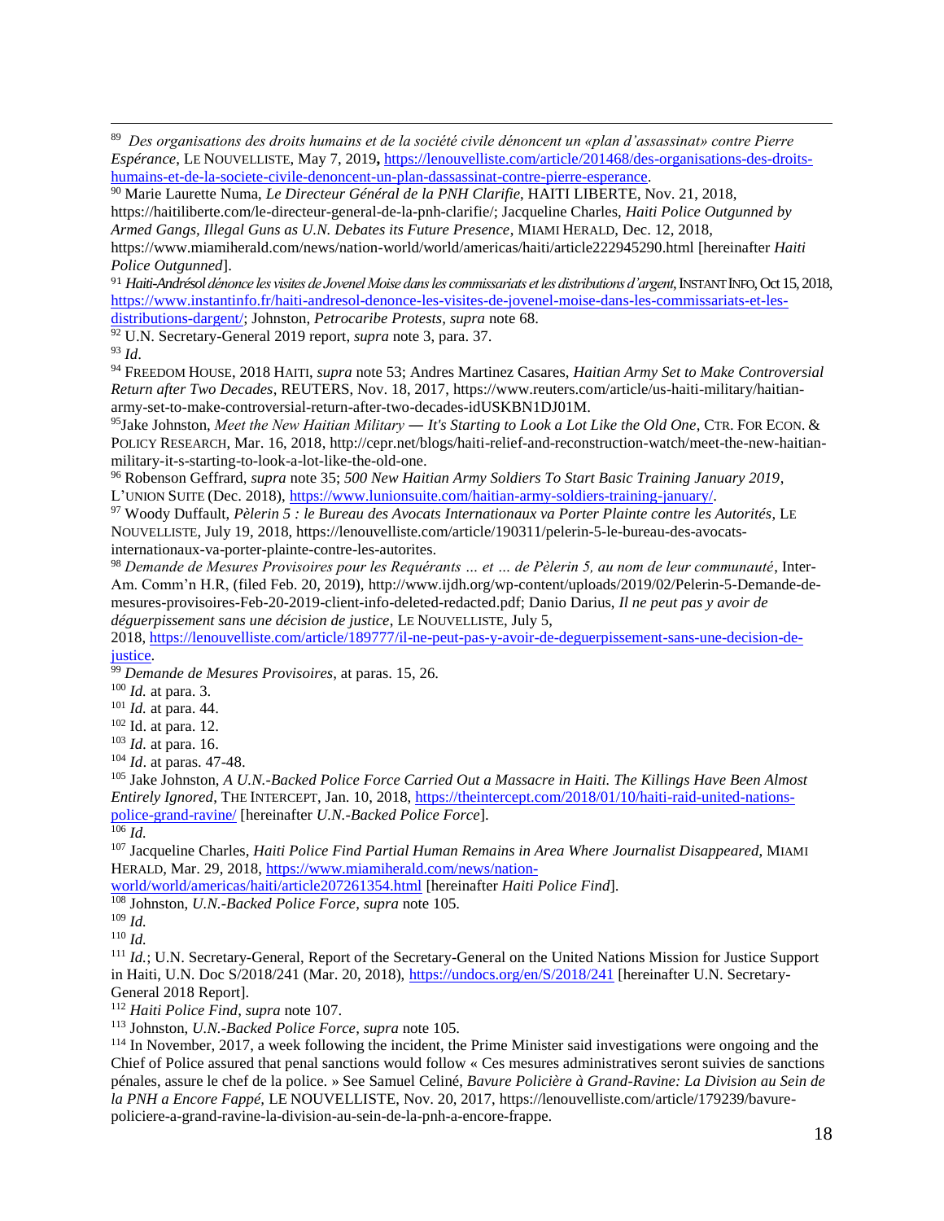[89] *Des organisations des droits humains et de la société civile dénoncent un «plan d'assassinat» contre Pierre Espérance*, LE NOUVELLISTE, May 7, 2019**,** https://lenouvelliste.com/article/201468/des-organisations-des-droits-humains-et-de-la-societe-civile-denoncent-un-plan-dassassinat-contre-pierre-esperance.

[90] Marie Laurette Numa, *Le Directeur Général de la PNH Clarifie*, HAITI LIBERTE, Nov. 21, 2018, https://haitiliberte.com/le-directeur-general-de-la-pnh-clarifie/; Jacqueline Charles, *Haiti Police Outgunned by Armed Gangs, Illegal Guns as U.N. Debates its Future Presence*, MIAMI HERALD, Dec. 12, 2018, https://www.miamiherald.com/news/nation-world/world/americas/haiti/article222945290.html [hereinafter *Haiti Police Outgunned*].

[91] *Haiti-Andrésol dénonce les visites de Jovenel Moise dans les commissariats et les distributions d'argent*, INSTANT INFO, Oct 15, 2018, https://www.instantinfo.fr/haiti-andresol-denonce-les-visites-de-jovenel-moise-dans-les-commissariats-et-les-distributions-dargent/; Johnston, *Petrocaribe Protests*, *supra* note 68.

[92] U.N. Secretary-General 2019 report, *supra* note 3, para. 37.

[93] *Id*.

[94] FREEDOM HOUSE, 2018 HAITI, *supra* note 53; Andres Martinez Casares, *Haitian Army Set to Make Controversial Return after Two Decades*, REUTERS, Nov. 18, 2017, https://www.reuters.com/article/us-haiti-military/haitian-army-set-to-make-controversial-return-after-two-decades-idUSKBN1DJ01M.

[95] Jake Johnston, *Meet the New Haitian Military — It's Starting to Look a Lot Like the Old One*, CTR. FOR ECON. & POLICY RESEARCH, Mar. 16, 2018, http://cepr.net/blogs/haiti-relief-and-reconstruction-watch/meet-the-new-haitian-military-it-s-starting-to-look-a-lot-like-the-old-one.

[96] Robenson Geffrard, *supra* note 35; *500 New Haitian Army Soldiers To Start Basic Training January 2019*, L'UNION SUITE (Dec. 2018), https://www.lunionsuite.com/haitian-army-soldiers-training-january/.

[97] Woody Duffault, *Pèlerin 5 : le Bureau des Avocats Internationaux va Porter Plainte contre les Autorités*, LE NOUVELLISTE, July 19, 2018, https://lenouvelliste.com/article/190311/pelerin-5-le-bureau-des-avocats-internationaux-va-porter-plainte-contre-les-autorites.

[98] *Demande de Mesures Provisoires pour les Requérants … et … de Pèlerin 5, au nom de leur communauté*, Inter-Am. Comm'n H.R, (filed Feb. 20, 2019), http://www.ijdh.org/wp-content/uploads/2019/02/Pelerin-5-Demande-de-mesures-provisoires-Feb-20-2019-client-info-deleted-redacted.pdf; Danio Darius, *Il ne peut pas y avoir de déguerpissement sans une décision de justice*, LE NOUVELLISTE, July 5, 2018, https://lenouvelliste.com/article/189777/il-ne-peut-pas-y-avoir-de-deguerpissement-sans-une-decision-de-justice.

[99] *Demande de Mesures Provisoires*, at paras. 15, 26.

[100] *Id.* at para. 3.

[101] *Id.* at para. 44.

[102] Id. at para. 12.

[103] *Id*. at para. 16.

[104] *Id*. at paras. 47-48.

[105] Jake Johnston, *A U.N.-Backed Police Force Carried Out a Massacre in Haiti. The Killings Have Been Almost Entirely Ignored*, THE INTERCEPT, Jan. 10, 2018, https://theintercept.com/2018/01/10/haiti-raid-united-nations-police-grand-ravine/ [hereinafter *U.N.-Backed Police Force*].

[106] *Id.*

[107] Jacqueline Charles, *Haiti Police Find Partial Human Remains in Area Where Journalist Disappeared*, MIAMI HERALD, Mar. 29, 2018, https://www.miamiherald.com/news/nation-world/world/americas/haiti/article207261354.html [hereinafter *Haiti Police Find*].

[108] Johnston, *U.N.-Backed Police Force*, *supra* note 105.

[109] *Id.*

[110] *Id.*

[111] *Id.*; U.N. Secretary-General, Report of the Secretary-General on the United Nations Mission for Justice Support in Haiti, U.N. Doc S/2018/241 (Mar. 20, 2018), https://undocs.org/en/S/2018/241 [hereinafter U.N. Secretary-General 2018 Report].

[112] *Haiti Police Find*, *supra* note 107.

[113] Johnston, *U.N.-Backed Police Force*, *supra* note 105.

[114] In November, 2017, a week following the incident, the Prime Minister said investigations were ongoing and the Chief of Police assured that penal sanctions would follow « Ces mesures administratives seront suivies de sanctions pénales, assure le chef de la police. » See Samuel Celiné, *Bavure Policière à Grand-Ravine: La Division au Sein de la PNH a Encore Fappé*, LE NOUVELLISTE, Nov. 20, 2017, https://lenouvelliste.com/article/179239/bavure-policiere-a-grand-ravine-la-division-au-sein-de-la-pnh-a-encore-frappe.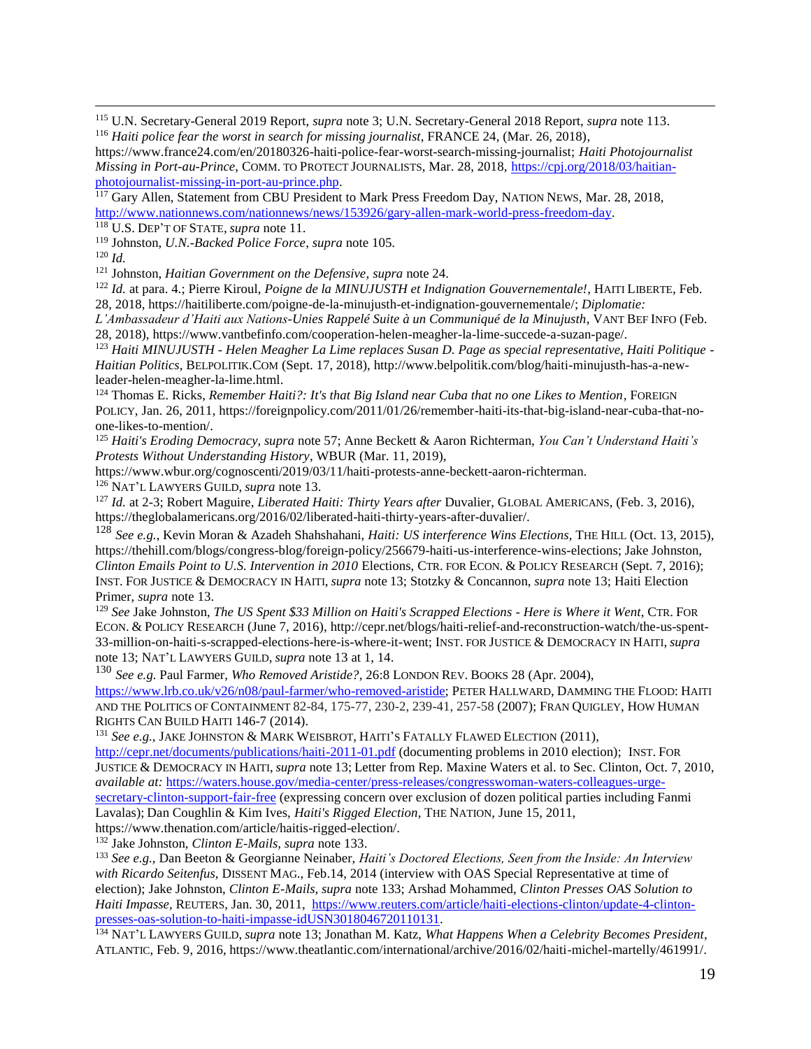[115] U.N. Secretary-General 2019 Report, *supra* note 3; U.N. Secretary-General 2018 Report, *supra* note 113.

[116] *Haiti police fear the worst in search for missing journalist*, FRANCE 24, (Mar. 26, 2018), https://www.france24.com/en/20180326-haiti-police-fear-worst-search-missing-journalist; *Haiti Photojournalist Missing in Port-au-Prince*, COMM. TO PROTECT JOURNALISTS, Mar. 28, 2018, https://cpj.org/2018/03/haitian-photojournalist-missing-in-port-au-prince.php.

[117] Gary Allen, Statement from CBU President to Mark Press Freedom Day, NATION NEWS, Mar. 28, 2018, http://www.nationnews.com/nationnews/news/153926/gary-allen-mark-world-press-freedom-day.

[118] U.S. DEP'T OF STATE, *supra* note 11.

[119] Johnston, *U.N.-Backed Police Force*, *supra* note 105.

[120] *Id.*

[121] Johnston, *Haitian Government on the Defensive*, *supra* note 24.

[122] *Id.* at para. 4.; Pierre Kiroul, *Poigne de la MINUJUSTH et Indignation Gouvernementale!*, HAITI LIBERTE, Feb. 28, 2018, https://haitiliberte.com/poigne-de-la-minujusth-et-indignation-gouvernementale/; *Diplomatie: L'Ambassadeur d'Haiti aux Nations-Unies Rappelé Suite à un Communiqué de la Minujusth*, VANT BEF INFO (Feb. 28, 2018), https://www.vantbefinfo.com/cooperation-helen-meagher-la-lime-succede-a-suzan-page/.

[123] *Haiti MINUJUSTH - Helen Meagher La Lime replaces Susan D. Page as special representative, Haiti Politique - Haitian Politics*, BELPOLITIK.COM (Sept. 17, 2018), http://www.belpolitik.com/blog/haiti-minujusth-has-a-new-leader-helen-meagher-la-lime.html.

[124] Thomas E. Ricks, *Remember Haiti?: It's that Big Island near Cuba that no one Likes to Mention*, FOREIGN POLICY, Jan. 26, 2011, https://foreignpolicy.com/2011/01/26/remember-haiti-its-that-big-island-near-cuba-that-no-one-likes-to-mention/.

[125] *Haiti's Eroding Democracy, supra* note 57; Anne Beckett & Aaron Richterman, *You Can't Understand Haiti's Protests Without Understanding History*, WBUR (Mar. 11, 2019), https://www.wbur.org/cognoscenti/2019/03/11/haiti-protests-anne-beckett-aaron-richterman.

[126] NAT'L LAWYERS GUILD, *supra* note 13.

[127] *Id.* at 2-3; Robert Maguire, *Liberated Haiti: Thirty Years after* Duvalier, GLOBAL AMERICANS, (Feb. 3, 2016), https://theglobalamericans.org/2016/02/liberated-haiti-thirty-years-after-duvalier/.

[128] *See e.g.*, Kevin Moran & Azadeh Shahshahani, *Haiti: US interference Wins Elections*, THE HILL (Oct. 13, 2015), https://thehill.com/blogs/congress-blog/foreign-policy/256679-haiti-us-interference-wins-elections; Jake Johnston, *Clinton Emails Point to U.S. Intervention in 2010* Elections, CTR. FOR ECON. & POLICY RESEARCH (Sept. 7, 2016); INST. FOR JUSTICE & DEMOCRACY IN HAITI, *supra* note 13; Stotzky & Concannon, *supra* note 13; Haiti Election Primer, *supra* note 13.

[129] *See* Jake Johnston, *The US Spent $33 Million on Haiti's Scrapped Elections - Here is Where it Went*, CTR. FOR ECON. & POLICY RESEARCH (June 7, 2016), http://cepr.net/blogs/haiti-relief-and-reconstruction-watch/the-us-spent-33-million-on-haiti-s-scrapped-elections-here-is-where-it-went; INST. FOR JUSTICE & DEMOCRACY IN HAITI, *supra* note 13; NAT'L LAWYERS GUILD, *supra* note 13 at 1, 14.

[130] *See e.g.* Paul Farmer, *Who Removed Aristide?*, 26:8 LONDON REV. BOOKS 28 (Apr. 2004), https://www.lrb.co.uk/v26/n08/paul-farmer/who-removed-aristide; PETER HALLWARD, DAMMING THE FLOOD: HAITI AND THE POLITICS OF CONTAINMENT 82-84, 175-77, 230-2, 239-41, 257-58 (2007); FRAN QUIGLEY, HOW HUMAN RIGHTS CAN BUILD HAITI 146-7 (2014).

[131] *See e.g.*, JAKE JOHNSTON & MARK WEISBROT, HAITI'S FATALLY FLAWED ELECTION (2011), http://cepr.net/documents/publications/haiti-2011-01.pdf (documenting problems in 2010 election); INST. FOR JUSTICE & DEMOCRACY IN HAITI, *supra* note 13; Letter from Rep. Maxine Waters et al. to Sec. Clinton, Oct. 7, 2010, *available at:* https://waters.house.gov/media-center/press-releases/congresswoman-waters-colleagues-urge-secretary-clinton-support-fair-free (expressing concern over exclusion of dozen political parties including Fanmi Lavalas); Dan Coughlin & Kim Ives, *Haiti's Rigged Election*, THE NATION, June 15, 2011, https://www.thenation.com/article/haitis-rigged-election/.

[132] Jake Johnston, *Clinton E-Mails*, *supra* note 133.

[133] *See e.g.*, Dan Beeton & Georgianne Neinaber, *Haiti's Doctored Elections, Seen from the Inside: An Interview with Ricardo Seitenfus*, DISSENT MAG., Feb.14, 2014 (interview with OAS Special Representative at time of election); Jake Johnston, *Clinton E-Mails*, *supra* note 133; Arshad Mohammed, *Clinton Presses OAS Solution to Haiti Impasse*, REUTERS, Jan. 30, 2011, https://www.reuters.com/article/haiti-elections-clinton/update-4-clinton-presses-oas-solution-to-haiti-impasse-idUSN3018046720110131.

[134] NAT'L LAWYERS GUILD, *supra* note 13; Jonathan M. Katz, *What Happens When a Celebrity Becomes President*, ATLANTIC, Feb. 9, 2016, https://www.theatlantic.com/international/archive/2016/02/haiti-michel-martelly/461991/.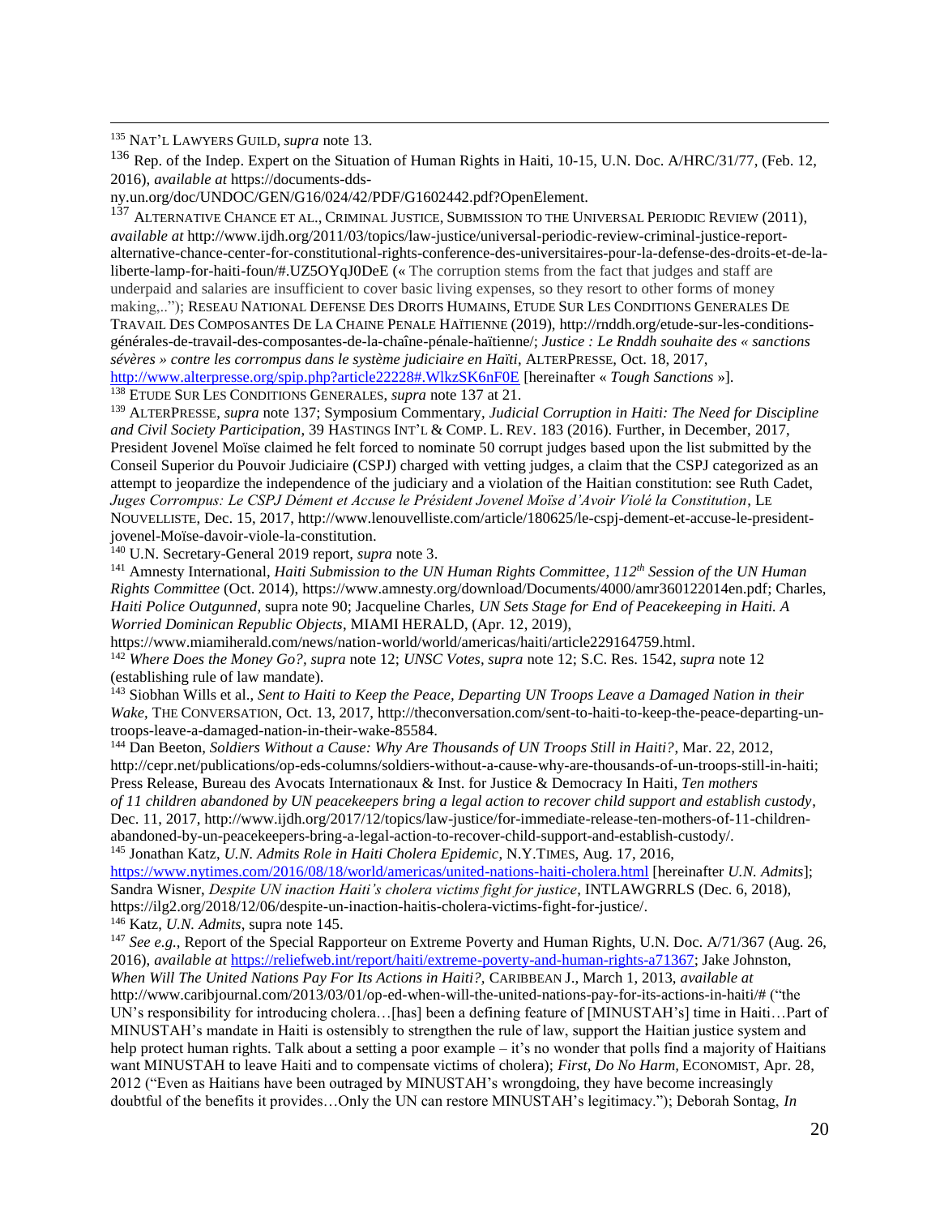[135] NAT'L LAWYERS GUILD, *supra* note 13.

[136] Rep. of the Indep. Expert on the Situation of Human Rights in Haiti, 10-15, U.N. Doc. A/HRC/31/77, (Feb. 12, 2016), *available at* https://documents-dds-ny.un.org/doc/UNDOC/GEN/G16/024/42/PDF/G1602442.pdf?OpenElement.

[137] ALTERNATIVE CHANCE ET AL., CRIMINAL JUSTICE, SUBMISSION TO THE UNIVERSAL PERIODIC REVIEW (2011), *available at* http://www.ijdh.org/2011/03/topics/law-justice/universal-periodic-review-criminal-justice-report-alternative-chance-center-for-constitutional-rights-conference-des-universitaires-pour-la-defense-des-droits-et-de-la-liberte-lamp-for-haiti-foun/#.UZ5OYqJ0DeE (« The corruption stems from the fact that judges and staff are underpaid and salaries are insufficient to cover basic living expenses, so they resort to other forms of money making,.."); RESEAU NATIONAL DEFENSE DES DROITS HUMAINS, ETUDE SUR LES CONDITIONS GENERALES DE TRAVAIL DES COMPOSANTES DE LA CHAINE PENALE HAÏTIENNE (2019), http://rnddh.org/etude-sur-les-conditions-générales-de-travail-des-composantes-de-la-chaîne-pénale-haïtienne/; *Justice : Le Rnddh souhaite des « sanctions sévères » contre les corrompus dans le système judiciaire en Haïti*, ALTERPRESSE, Oct. 18, 2017, http://www.alterpresse.org/spip.php?article22228#.WlkzSK6nF0E [hereinafter « *Tough Sanctions* »].

[138] ETUDE SUR LES CONDITIONS GENERALES, *supra* note 137 at 21.

[139] ALTERPRESSE, *supra* note 137; Symposium Commentary, *Judicial Corruption in Haiti: The Need for Discipline and Civil Society Participation*, 39 HASTINGS INT'L & COMP. L. REV. 183 (2016). Further, in December, 2017, President Jovenel Moïse claimed he felt forced to nominate 50 corrupt judges based upon the list submitted by the Conseil Superior du Pouvoir Judiciaire (CSPJ) charged with vetting judges, a claim that the CSPJ categorized as an attempt to jeopardize the independence of the judiciary and a violation of the Haitian constitution: see Ruth Cadet, *Juges Corrompus: Le CSPJ Dément et Accuse le Président Jovenel Moïse d'Avoir Violé la Constitution*, LE NOUVELLISTE, Dec. 15, 2017, http://www.lenouvelliste.com/article/180625/le-cspj-dement-et-accuse-le-president-jovenel-Moïse-davoir-viole-la-constitution.

[140] U.N. Secretary-General 2019 report, *supra* note 3.

[141] Amnesty International, *Haiti Submission to the UN Human Rights Committee*, *112th Session of the UN Human Rights Committee* (Oct. 2014), https://www.amnesty.org/download/Documents/4000/amr360122014en.pdf; Charles, *Haiti Police Outgunned*, supra note 90; Jacqueline Charles, *UN Sets Stage for End of Peacekeeping in Haiti. A Worried Dominican Republic Objects*, MIAMI HERALD, (Apr. 12, 2019), https://www.miamiherald.com/news/nation-world/world/americas/haiti/article229164759.html.

[142] *Where Does the Money Go?*, *supra* note 12; *UNSC Votes*, *supra* note 12; S.C. Res. 1542, *supra* note 12 (establishing rule of law mandate).

[143] Siobhan Wills et al., *Sent to Haiti to Keep the Peace, Departing UN Troops Leave a Damaged Nation in their Wake*, THE CONVERSATION, Oct. 13, 2017, http://theconversation.com/sent-to-haiti-to-keep-the-peace-departing-un-troops-leave-a-damaged-nation-in-their-wake-85584.

[144] Dan Beeton, *Soldiers Without a Cause: Why Are Thousands of UN Troops Still in Haiti?*, Mar. 22, 2012, http://cepr.net/publications/op-eds-columns/soldiers-without-a-cause-why-are-thousands-of-un-troops-still-in-haiti; Press Release, Bureau des Avocats Internationaux & Inst. for Justice & Democracy In Haiti, *Ten mothers of 11 children abandoned by UN peacekeepers bring a legal action to recover child support and establish custody*, Dec. 11, 2017, http://www.ijdh.org/2017/12/topics/law-justice/for-immediate-release-ten-mothers-of-11-children-abandoned-by-un-peacekeepers-bring-a-legal-action-to-recover-child-support-and-establish-custody/.

[145] Jonathan Katz, *U.N. Admits Role in Haiti Cholera Epidemic*, N.Y.TIMES, Aug. 17, 2016, https://www.nytimes.com/2016/08/18/world/americas/united-nations-haiti-cholera.html [hereinafter *U.N. Admits*]; Sandra Wisner, *Despite UN inaction Haiti's cholera victims fight for justice*, INTLAWGRRLS (Dec. 6, 2018), https://ilg2.org/2018/12/06/despite-un-inaction-haitis-cholera-victims-fight-for-justice/.

[146] Katz, *U.N. Admits*, supra note 145.

[147] *See e.g.,* Report of the Special Rapporteur on Extreme Poverty and Human Rights, U.N. Doc. A/71/367 (Aug. 26, 2016), *available at* https://reliefweb.int/report/haiti/extreme-poverty-and-human-rights-a71367; Jake Johnston, *When Will The United Nations Pay For Its Actions in Haiti?*, CARIBBEAN J., March 1, 2013, *available at* http://www.caribjournal.com/2013/03/01/op-ed-when-will-the-united-nations-pay-for-its-actions-in-haiti/# ("the UN's responsibility for introducing cholera…[has] been a defining feature of [MINUSTAH's] time in Haiti…Part of MINUSTAH's mandate in Haiti is ostensibly to strengthen the rule of law, support the Haitian justice system and help protect human rights. Talk about a setting a poor example – it's no wonder that polls find a majority of Haitians want MINUSTAH to leave Haiti and to compensate victims of cholera); *First, Do No Harm*, ECONOMIST, Apr. 28, 2012 ("Even as Haitians have been outraged by MINUSTAH's wrongdoing, they have become increasingly doubtful of the benefits it provides…Only the UN can restore MINUSTAH's legitimacy."); Deborah Sontag, *In*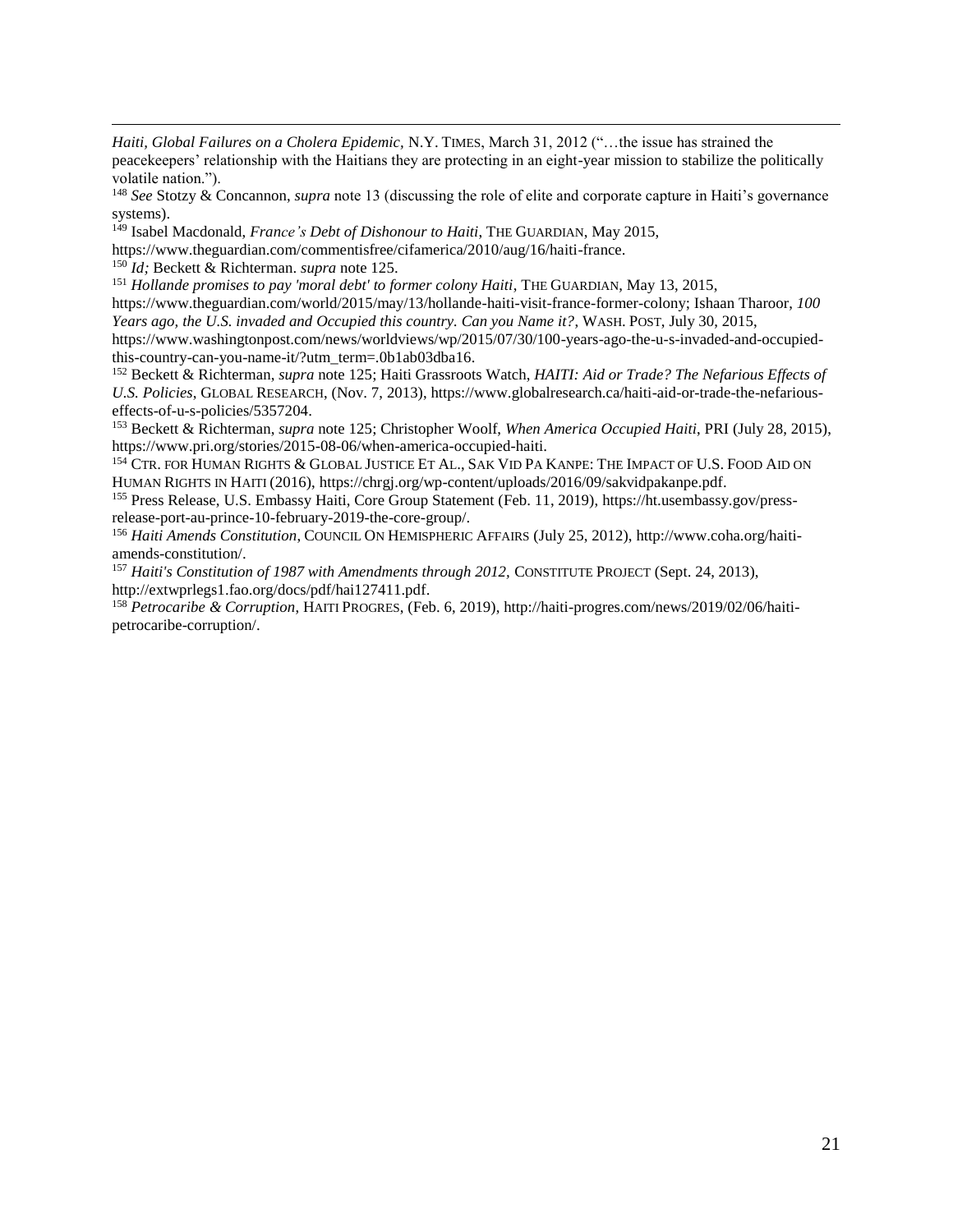*Haiti, Global Failures on a Cholera Epidemic*, N.Y. TIMES, March 31, 2012 ("…the issue has strained the peacekeepers' relationship with the Haitians they are protecting in an eight-year mission to stabilize the politically volatile nation.").

[148] *See* Stotzy & Concannon, *supra* note 13 (discussing the role of elite and corporate capture in Haiti's governance systems).

[149] Isabel Macdonald, *France's Debt of Dishonour to Haiti*, THE GUARDIAN, May 2015, https://www.theguardian.com/commentisfree/cifamerica/2010/aug/16/haiti-france.

[150] *Id;* Beckett & Richterman. *supra* note 125.

[151] *Hollande promises to pay 'moral debt' to former colony Haiti*, THE GUARDIAN, May 13, 2015, https://www.theguardian.com/world/2015/may/13/hollande-haiti-visit-france-former-colony; Ishaan Tharoor, *100 Years ago, the U.S. invaded and Occupied this country. Can you Name it?*, WASH. POST, July 30, 2015, https://www.washingtonpost.com/news/worldviews/wp/2015/07/30/100-years-ago-the-u-s-invaded-and-occupied-this-country-can-you-name-it/?utm_term=.0b1ab03dba16.

[152] Beckett & Richterman, *supra* note 125; Haiti Grassroots Watch, *HAITI: Aid or Trade? The Nefarious Effects of U.S. Policies*, GLOBAL RESEARCH, (Nov. 7, 2013), https://www.globalresearch.ca/haiti-aid-or-trade-the-nefarious-effects-of-u-s-policies/5357204.

[153] Beckett & Richterman, *supra* note 125; Christopher Woolf, *When America Occupied Haiti*, PRI (July 28, 2015), https://www.pri.org/stories/2015-08-06/when-america-occupied-haiti.

[154] CTR. FOR HUMAN RIGHTS & GLOBAL JUSTICE ET AL., SAK VID PA KANPE: THE IMPACT OF U.S. FOOD AID ON HUMAN RIGHTS IN HAITI (2016), https://chrgj.org/wp-content/uploads/2016/09/sakvidpakanpe.pdf.

[155] Press Release, U.S. Embassy Haiti, Core Group Statement (Feb. 11, 2019), https://ht.usembassy.gov/press-release-port-au-prince-10-february-2019-the-core-group/.

[156] *Haiti Amends Constitution*, COUNCIL ON HEMISPHERIC AFFAIRS (July 25, 2012), http://www.coha.org/haiti-amends-constitution/.

[157] *Haiti's Constitution of 1987 with Amendments through 2012,* CONSTITUTE PROJECT (Sept. 24, 2013), http://extwprlegs1.fao.org/docs/pdf/hai127411.pdf.

[158] *Petrocaribe & Corruption*, HAITI PROGRES, (Feb. 6, 2019), http://haiti-progres.com/news/2019/02/06/haiti-petrocaribe-corruption/.